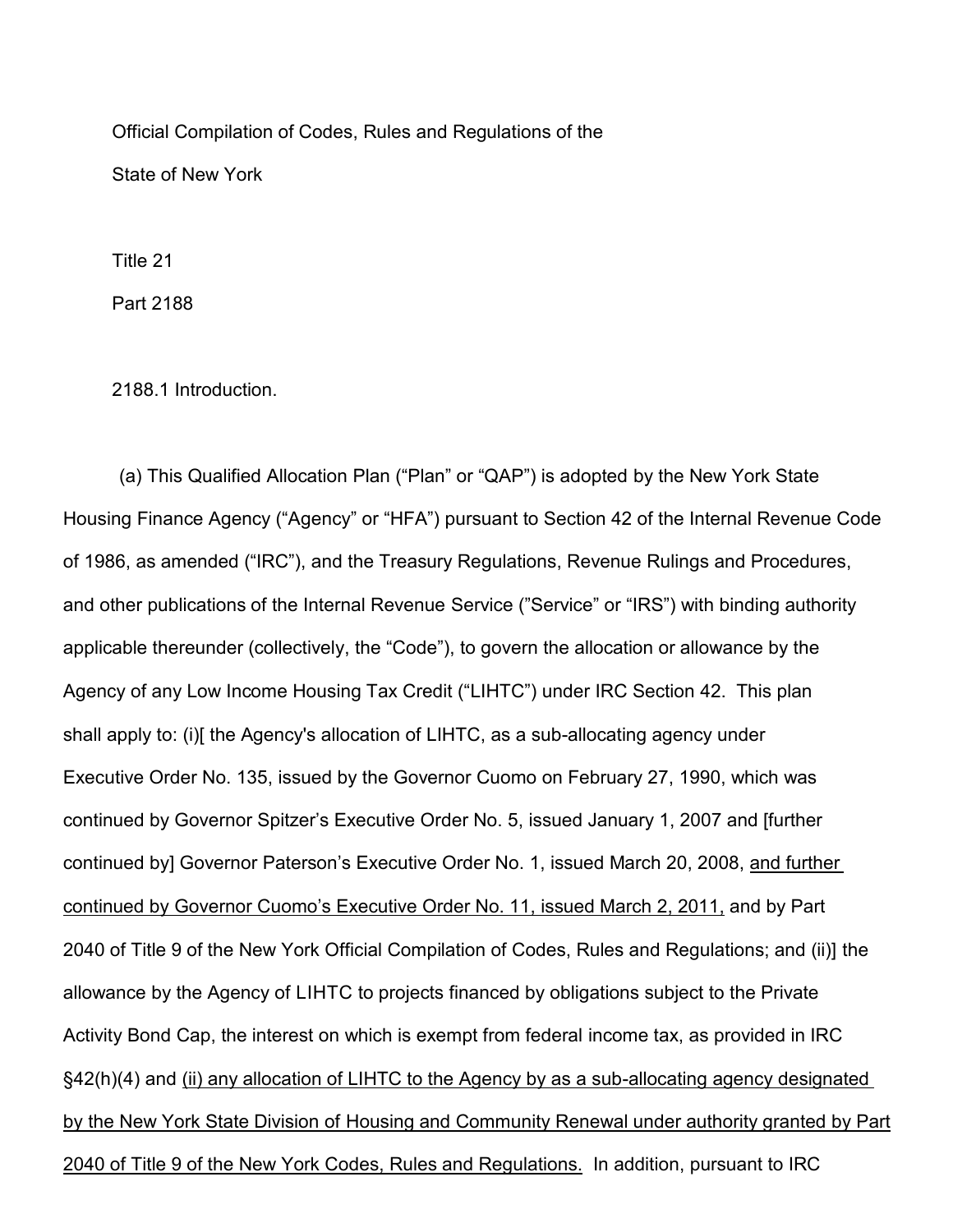Official Compilation of Codes, Rules and Regulations of the

State of New York

Title 21

Part 2188

2188.1 Introduction.

(a) This Qualified Allocation Plan ("Plan" or "QAP") is adopted by the New York State Housing Finance Agency ("Agency" or "HFA") pursuant to Section 42 of the Internal Revenue Code of 1986, as amended ("IRC"), and the Treasury Regulations, Revenue Rulings and Procedures, and other publications of the Internal Revenue Service ("Service" or "IRS") with binding authority applicable thereunder (collectively, the "Code"), to govern the allocation or allowance by the Agency of any Low Income Housing Tax Credit ("LIHTC") under IRC Section 42. This plan shall apply to: (i)[ the Agency's allocation of LIHTC, as a sub-allocating agency under Executive Order No. 135, issued by the Governor Cuomo on February 27, 1990, which was continued by Governor Spitzer's Executive Order No. 5, issued January 1, 2007 and [further continued by] Governor Paterson's Executive Order No. 1, issued March 20, 2008, <u>and further continued by Governor Cuomo's Executive Order No. 11, issued March 2, 2011,</u> and by Part 2040 of Title 9 of the New York Official Compilation of Codes, Rules and Regulations; and (ii)] the allowance by the Agency of LIHTC to projects financed by obligations subject to the Private Activity Bond Cap, the interest on which is exempt from federal income tax, as provided in IRC §42(h)(4) and <u>(ii) any allocation of LIHTC to the Agency by as a sub-allocating agency designated by the New York State Division of Housing and Community Renewal under authority granted by Part 2040 of Title 9 of the New York Codes, Rules and Regulations.</u> In addition, pursuant to IRC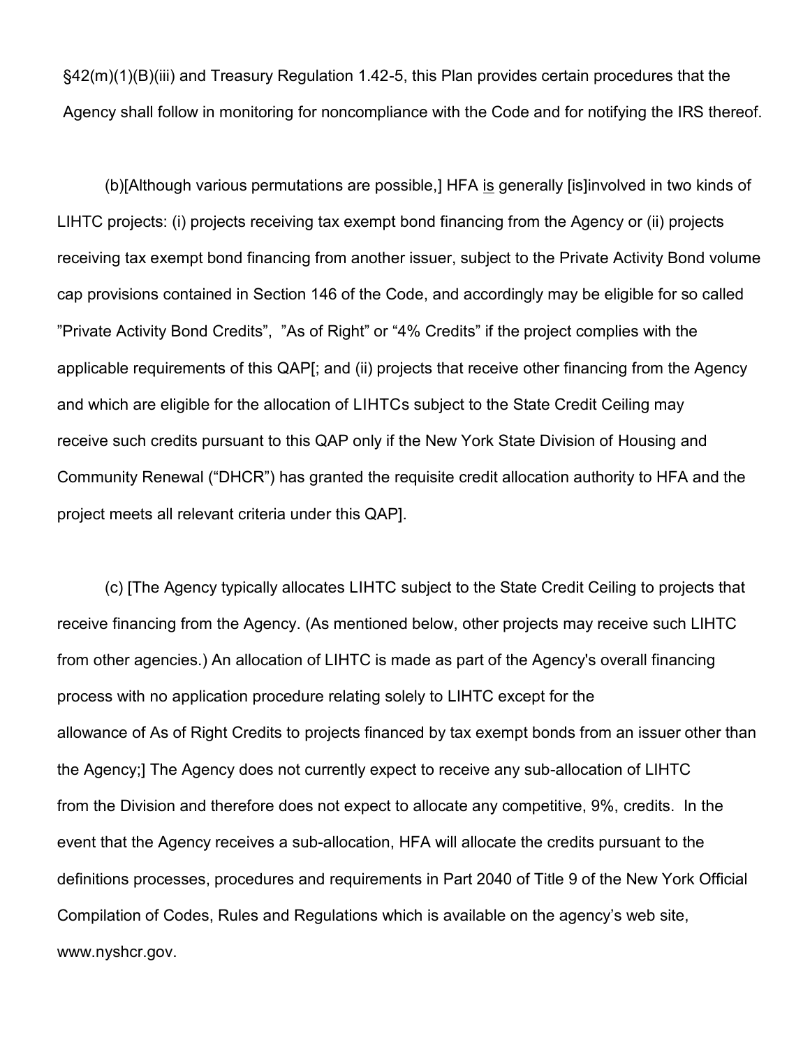§42(m)(1)(B)(iii) and Treasury Regulation 1.42-5, this Plan provides certain procedures that the Agency shall follow in monitoring for noncompliance with the Code and for notifying the IRS thereof.

(b)[Although various permutations are possible,] HFA <u>is</u> generally [is]involved in two kinds of LIHTC projects: (i) projects receiving tax exempt bond financing from the Agency or (ii) projects receiving tax exempt bond financing from another issuer, subject to the Private Activity Bond volume cap provisions contained in Section 146 of the Code, and accordingly may be eligible for so called "Private Activity Bond Credits", "As of Right" or "4% Credits" if the project complies with the applicable requirements of this QAP[; and (ii) projects that receive other financing from the Agency and which are eligible for the allocation of LIHTCs subject to the State Credit Ceiling may receive such credits pursuant to this QAP only if the New York State Division of Housing and Community Renewal ("DHCR") has granted the requisite credit allocation authority to HFA and the project meets all relevant criteria under this QAP].

(c) [The Agency typically allocates LIHTC subject to the State Credit Ceiling to projects that receive financing from the Agency. (As mentioned below, other projects may receive such LIHTC from other agencies.) An allocation of LIHTC is made as part of the Agency's overall financing process with no application procedure relating solely to LIHTC except for the allowance of As of Right Credits to projects financed by tax exempt bonds from an issuer other than the Agency;] The Agency does not currently expect to receive any sub-allocation of LIHTC from the Division and therefore does not expect to allocate any competitive, 9%, credits. In the event that the Agency receives a sub-allocation, HFA will allocate the credits pursuant to the definitions processes, procedures and requirements in Part 2040 of Title 9 of the New York Official Compilation of Codes, Rules and Regulations which is available on the agency's web site, www.nyshcr.gov.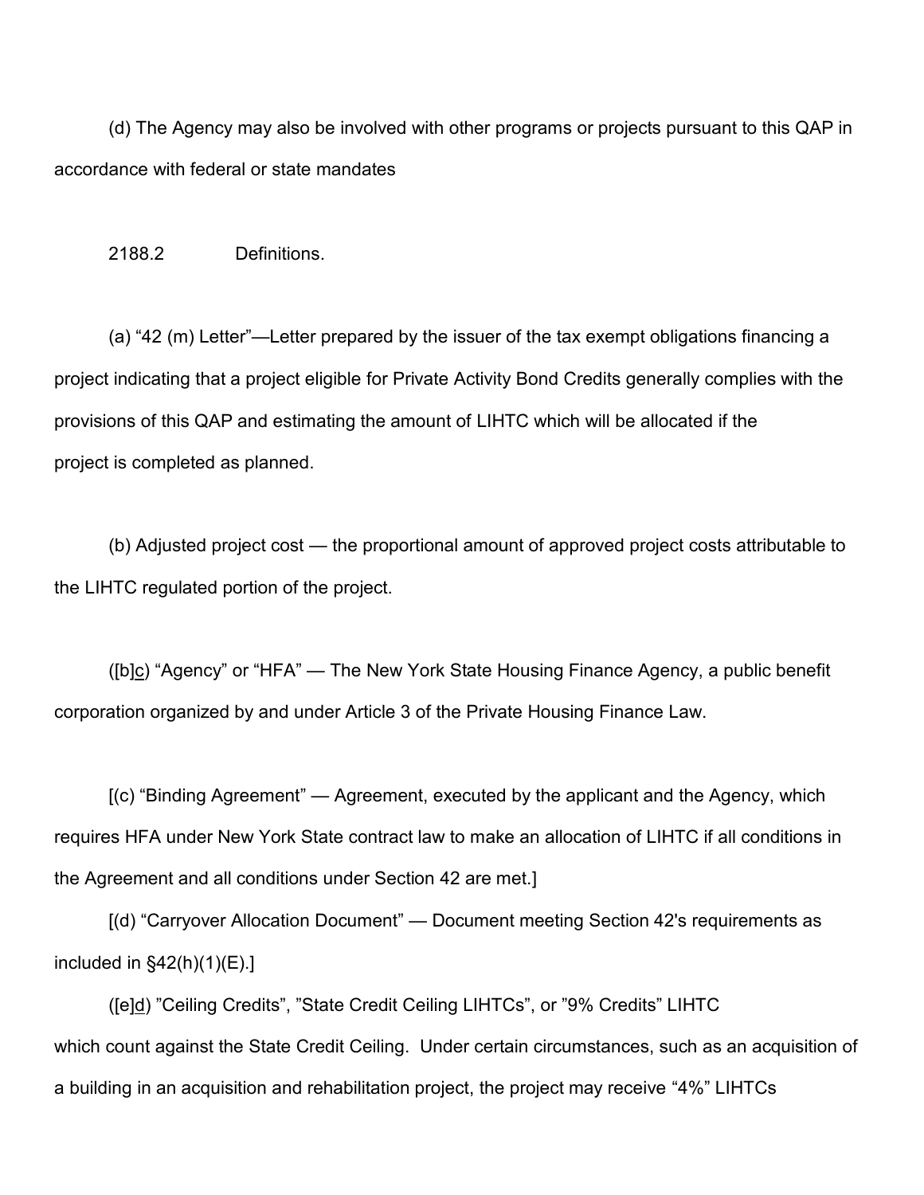(d) The Agency may also be involved with other programs or projects pursuant to this QAP in accordance with federal or state mandates

2188.2 Definitions.

(a) “42 (m) Letter”—Letter prepared by the issuer of the tax exempt obligations financing a project indicating that a project eligible for Private Activity Bond Credits generally complies with the provisions of this QAP and estimating the amount of LIHTC which will be allocated if the project is completed as planned.

(b) Adjusted project cost — the proportional amount of approved project costs attributable to the LIHTC regulated portion of the project.

([b]<u>c</u>) “Agency” or “HFA” — The New York State Housing Finance Agency, a public benefit corporation organized by and under Article 3 of the Private Housing Finance Law.

[(c) “Binding Agreement” — Agreement, executed by the applicant and the Agency, which requires HFA under New York State contract law to make an allocation of LIHTC if all conditions in the Agreement and all conditions under Section 42 are met.]

[(d) “Carryover Allocation Document” — Document meeting Section 42's requirements as included in §42(h)(1)(E).]

([e]<u>d</u>) ”Ceiling Credits”, ”State Credit Ceiling LIHTCs”, or ”9% Credits” LIHTC which count against the State Credit Ceiling. Under certain circumstances, such as an acquisition of a building in an acquisition and rehabilitation project, the project may receive “4%” LIHTCs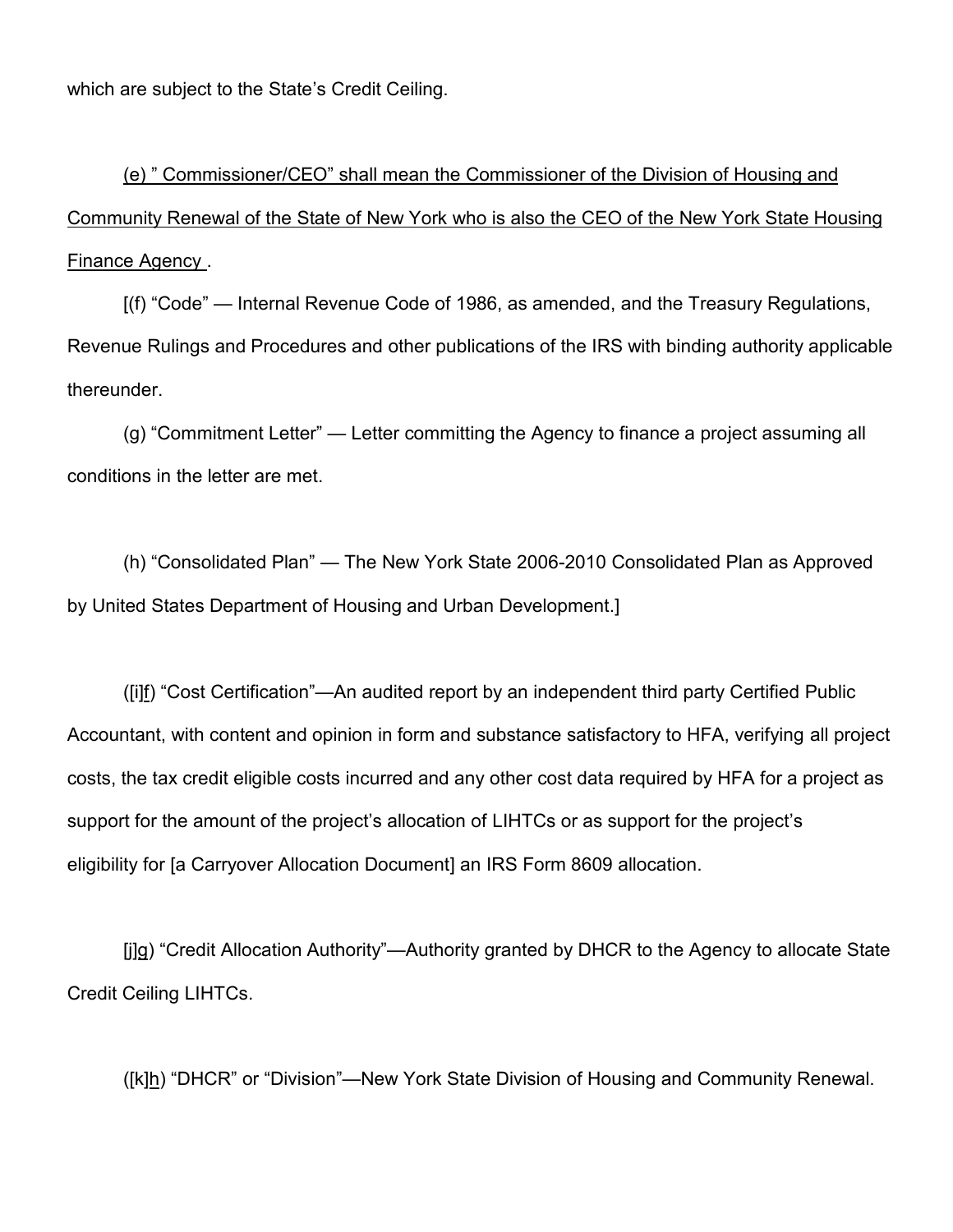which are subject to the State's Credit Ceiling.

<u>(e) " Commissioner/CEO" shall mean the Commissioner of the Division of Housing and Community Renewal of the State of New York who is also the CEO of the New York State Housing Finance Agency</u> .

[(f) "Code" — Internal Revenue Code of 1986, as amended, and the Treasury Regulations, Revenue Rulings and Procedures and other publications of the IRS with binding authority applicable thereunder.

(g) "Commitment Letter" — Letter committing the Agency to finance a project assuming all conditions in the letter are met.

(h) "Consolidated Plan" — The New York State 2006-2010 Consolidated Plan as Approved by United States Department of Housing and Urban Development.]

([i]<u>f</u>) "Cost Certification"—An audited report by an independent third party Certified Public Accountant, with content and opinion in form and substance satisfactory to HFA, verifying all project costs, the tax credit eligible costs incurred and any other cost data required by HFA for a project as support for the amount of the project's allocation of LIHTCs or as support for the project's eligibility for [a Carryover Allocation Document] an IRS Form 8609 allocation.

[j]<u>g</u>) "Credit Allocation Authority"—Authority granted by DHCR to the Agency to allocate State Credit Ceiling LIHTCs.

([k]<u>h</u>) "DHCR" or "Division"—New York State Division of Housing and Community Renewal.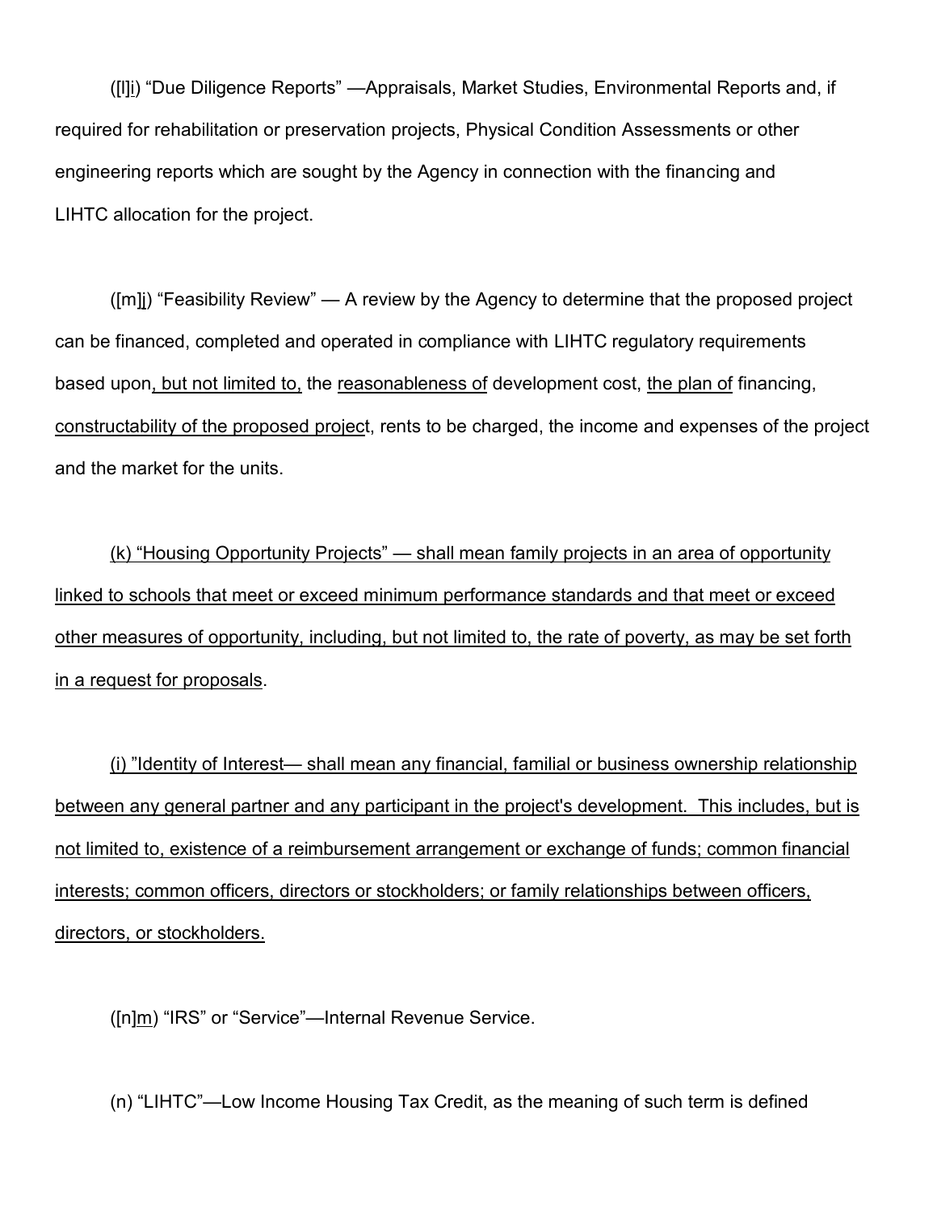([l]i) "Due Diligence Reports" —Appraisals, Market Studies, Environmental Reports and, if required for rehabilitation or preservation projects, Physical Condition Assessments or other engineering reports which are sought by the Agency in connection with the financing and LIHTC allocation for the project.

([m]j) "Feasibility Review" — A review by the Agency to determine that the proposed project can be financed, completed and operated in compliance with LIHTC regulatory requirements based upon, but not limited to, the reasonableness of development cost, the plan of financing, constructability of the proposed project, rents to be charged, the income and expenses of the project and the market for the units.

(k) "Housing Opportunity Projects" — shall mean family projects in an area of opportunity linked to schools that meet or exceed minimum performance standards and that meet or exceed other measures of opportunity, including, but not limited to, the rate of poverty, as may be set forth in a request for proposals.

(i) "Identity of Interest— shall mean any financial, familial or business ownership relationship between any general partner and any participant in the project's development. This includes, but is not limited to, existence of a reimbursement arrangement or exchange of funds; common financial interests; common officers, directors or stockholders; or family relationships between officers, directors, or stockholders.

([n]m) "IRS" or "Service"—Internal Revenue Service.

(n) "LIHTC"—Low Income Housing Tax Credit, as the meaning of such term is defined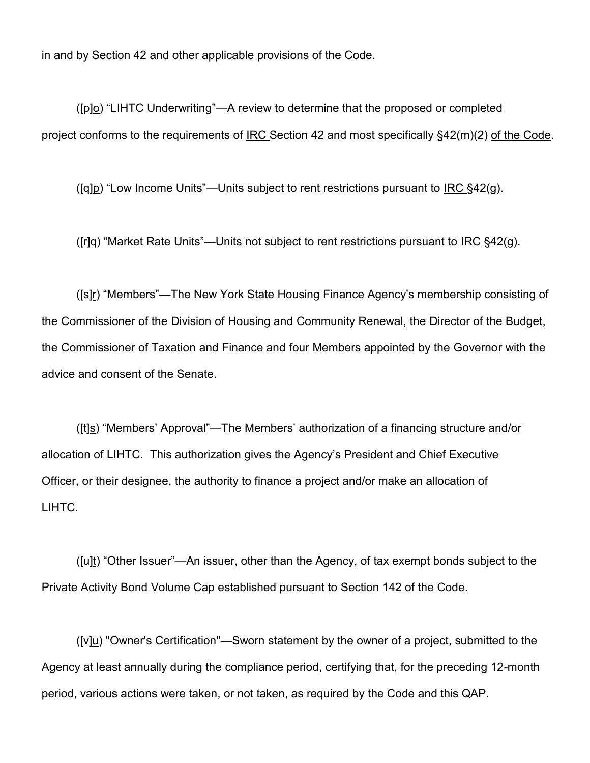in and by Section 42 and other applicable provisions of the Code.

([p]o) “LIHTC Underwriting”—A review to determine that the proposed or completed project conforms to the requirements of IRC Section 42 and most specifically §42(m)(2) of the Code.

([q]p) “Low Income Units”—Units subject to rent restrictions pursuant to IRC §42(g).

([r]q) “Market Rate Units”—Units not subject to rent restrictions pursuant to IRC §42(g).

([s]r) “Members”—The New York State Housing Finance Agency’s membership consisting of the Commissioner of the Division of Housing and Community Renewal, the Director of the Budget, the Commissioner of Taxation and Finance and four Members appointed by the Governor with the advice and consent of the Senate.

([t]s) “Members’ Approval”—The Members’ authorization of a financing structure and/or allocation of LIHTC. This authorization gives the Agency’s President and Chief Executive Officer, or their designee, the authority to finance a project and/or make an allocation of LIHTC.

([u]t) “Other Issuer”—An issuer, other than the Agency, of tax exempt bonds subject to the Private Activity Bond Volume Cap established pursuant to Section 142 of the Code.

([v]u) "Owner's Certification"—Sworn statement by the owner of a project, submitted to the Agency at least annually during the compliance period, certifying that, for the preceding 12-month period, various actions were taken, or not taken, as required by the Code and this QAP.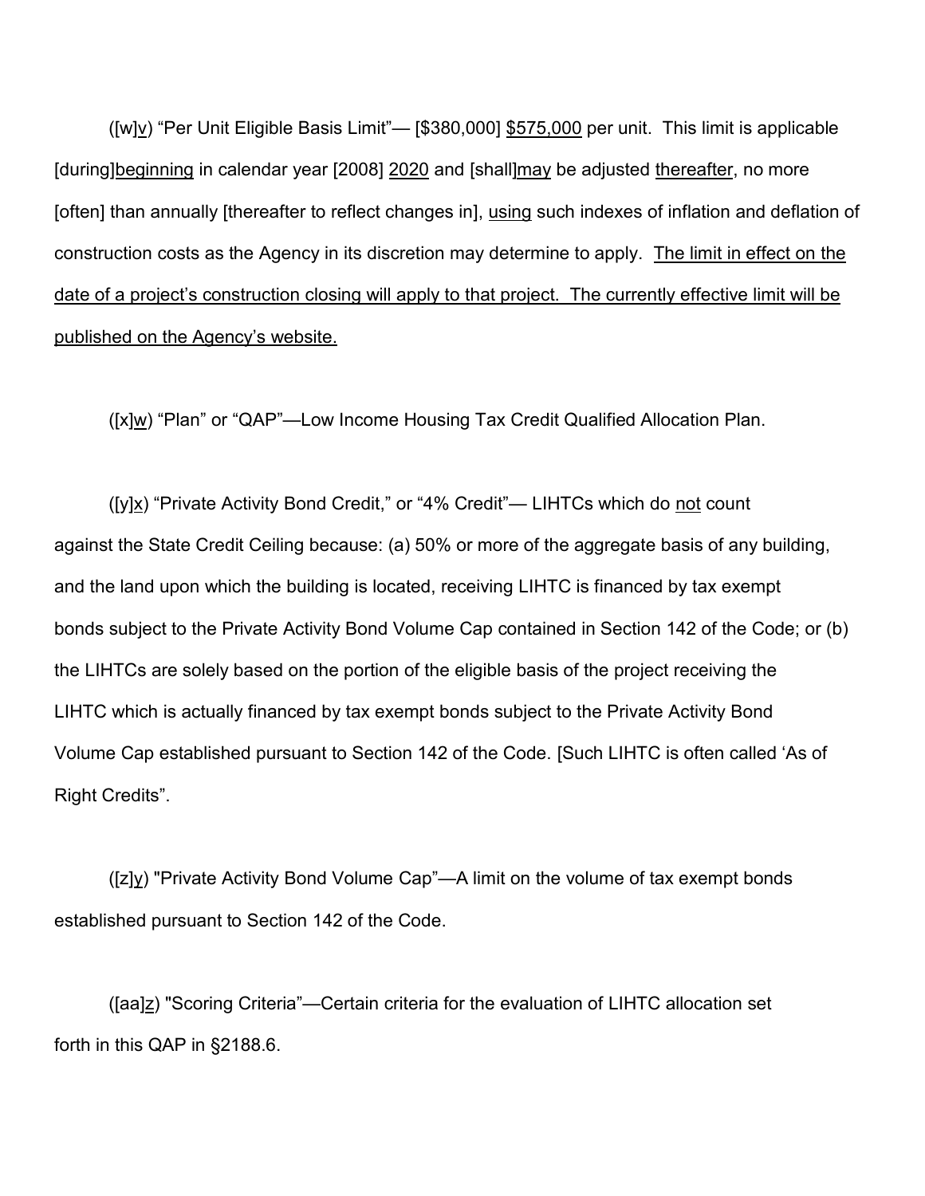([w]<u>v</u>) “Per Unit Eligible Basis Limit”— [$380,000] <u>$575,000</u> per unit. This limit is applicable [during]<u>beginning</u> in calendar year [2008] <u>2020</u> and [shall]<u>may</u> be adjusted <u>thereafter</u>, no more [often] than annually [thereafter to reflect changes in], <u>using</u> such indexes of inflation and deflation of construction costs as the Agency in its discretion may determine to apply. <u>The limit in effect on the date of a project’s construction closing will apply to that project. The currently effective limit will be published on the Agency’s website.</u>

([x]<u>w</u>) “Plan” or “QAP”—Low Income Housing Tax Credit Qualified Allocation Plan.

([y]<u>x</u>) “Private Activity Bond Credit,” or “4% Credit”— LIHTCs which do <u>not</u> count against the State Credit Ceiling because: (a) 50% or more of the aggregate basis of any building, and the land upon which the building is located, receiving LIHTC is financed by tax exempt bonds subject to the Private Activity Bond Volume Cap contained in Section 142 of the Code; or (b) the LIHTCs are solely based on the portion of the eligible basis of the project receiving the LIHTC which is actually financed by tax exempt bonds subject to the Private Activity Bond Volume Cap established pursuant to Section 142 of the Code. [Such LIHTC is often called ‘As of Right Credits”.

([z]<u>y</u>) "Private Activity Bond Volume Cap”—A limit on the volume of tax exempt bonds established pursuant to Section 142 of the Code.

([aa]<u>z</u>) "Scoring Criteria”—Certain criteria for the evaluation of LIHTC allocation set forth in this QAP in §2188.6.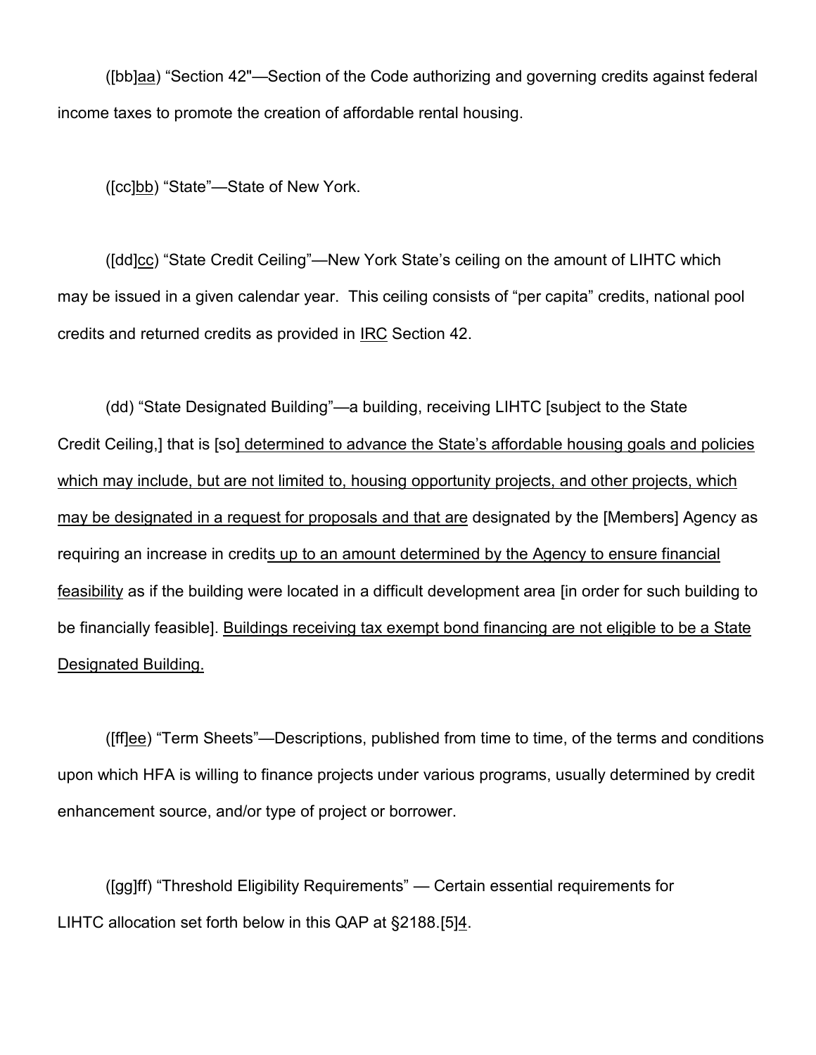([bb]aa) "Section 42"—Section of the Code authorizing and governing credits against federal income taxes to promote the creation of affordable rental housing.

([cc]bb) "State"—State of New York.

([dd]cc) "State Credit Ceiling"—New York State's ceiling on the amount of LIHTC which may be issued in a given calendar year. This ceiling consists of "per capita" credits, national pool credits and returned credits as provided in IRC Section 42.

(dd) "State Designated Building"—a building, receiving LIHTC [subject to the State Credit Ceiling,] that is [so] determined to advance the State's affordable housing goals and policies which may include, but are not limited to, housing opportunity projects, and other projects, which may be designated in a request for proposals and that are designated by the [Members] Agency as requiring an increase in credits up to an amount determined by the Agency to ensure financial feasibility as if the building were located in a difficult development area [in order for such building to be financially feasible]. Buildings receiving tax exempt bond financing are not eligible to be a State Designated Building.

([ff]ee) "Term Sheets"—Descriptions, published from time to time, of the terms and conditions upon which HFA is willing to finance projects under various programs, usually determined by credit enhancement source, and/or type of project or borrower.

([gg]ff) "Threshold Eligibility Requirements" — Certain essential requirements for LIHTC allocation set forth below in this QAP at §2188.[5]4.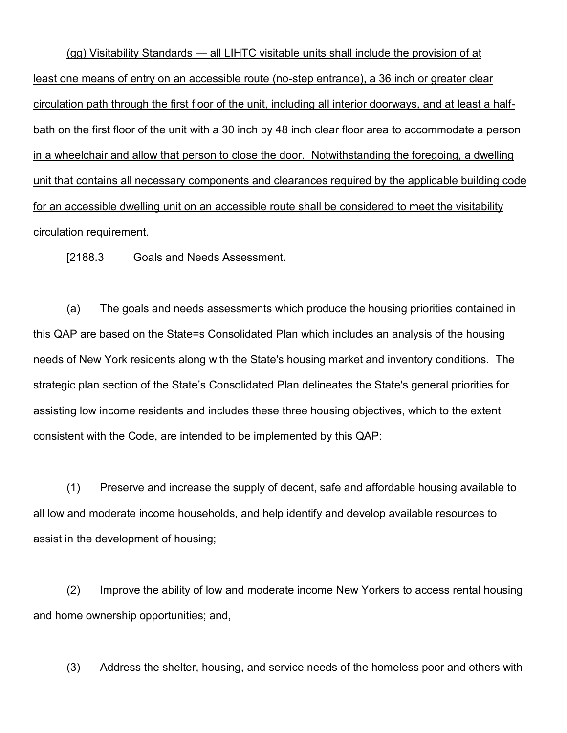(gg) Visitability Standards — all LIHTC visitable units shall include the provision of at least one means of entry on an accessible route (no-step entrance), a 36 inch or greater clear circulation path through the first floor of the unit, including all interior doorways, and at least a half-bath on the first floor of the unit with a 30 inch by 48 inch clear floor area to accommodate a person in a wheelchair and allow that person to close the door. Notwithstanding the foregoing, a dwelling unit that contains all necessary components and clearances required by the applicable building code for an accessible dwelling unit on an accessible route shall be considered to meet the visitability circulation requirement.

[2188.3 Goals and Needs Assessment.

(a) The goals and needs assessments which produce the housing priorities contained in this QAP are based on the State=s Consolidated Plan which includes an analysis of the housing needs of New York residents along with the State's housing market and inventory conditions. The strategic plan section of the State's Consolidated Plan delineates the State's general priorities for assisting low income residents and includes these three housing objectives, which to the extent consistent with the Code, are intended to be implemented by this QAP:

(1) Preserve and increase the supply of decent, safe and affordable housing available to all low and moderate income households, and help identify and develop available resources to assist in the development of housing;

(2) Improve the ability of low and moderate income New Yorkers to access rental housing and home ownership opportunities; and,

(3) Address the shelter, housing, and service needs of the homeless poor and others with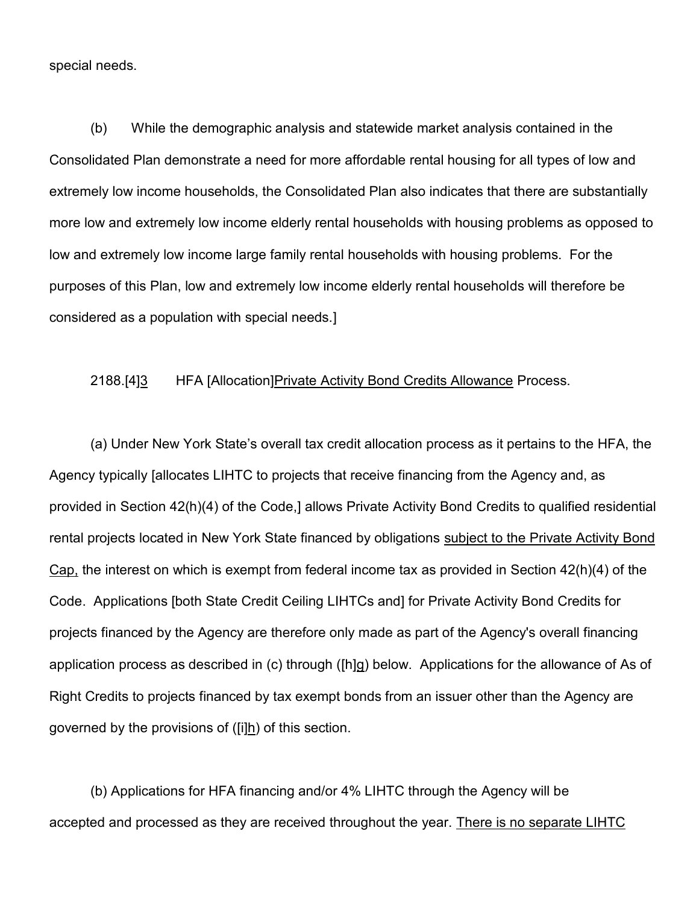special needs.

(b) While the demographic analysis and statewide market analysis contained in the Consolidated Plan demonstrate a need for more affordable rental housing for all types of low and extremely low income households, the Consolidated Plan also indicates that there are substantially more low and extremely low income elderly rental households with housing problems as opposed to low and extremely low income large family rental households with housing problems. For the purposes of this Plan, low and extremely low income elderly rental households will therefore be considered as a population with special needs.]

2188.[4]3 HFA [Allocation]Private Activity Bond Credits Allowance Process.

(a) Under New York State's overall tax credit allocation process as it pertains to the HFA, the Agency typically [allocates LIHTC to projects that receive financing from the Agency and, as provided in Section 42(h)(4) of the Code,] allows Private Activity Bond Credits to qualified residential rental projects located in New York State financed by obligations subject to the Private Activity Bond Cap, the interest on which is exempt from federal income tax as provided in Section 42(h)(4) of the Code. Applications [both State Credit Ceiling LIHTCs and] for Private Activity Bond Credits for projects financed by the Agency are therefore only made as part of the Agency's overall financing application process as described in (c) through ([h]g) below. Applications for the allowance of As of Right Credits to projects financed by tax exempt bonds from an issuer other than the Agency are governed by the provisions of ([i]h) of this section.

(b) Applications for HFA financing and/or 4% LIHTC through the Agency will be accepted and processed as they are received throughout the year. There is no separate LIHTC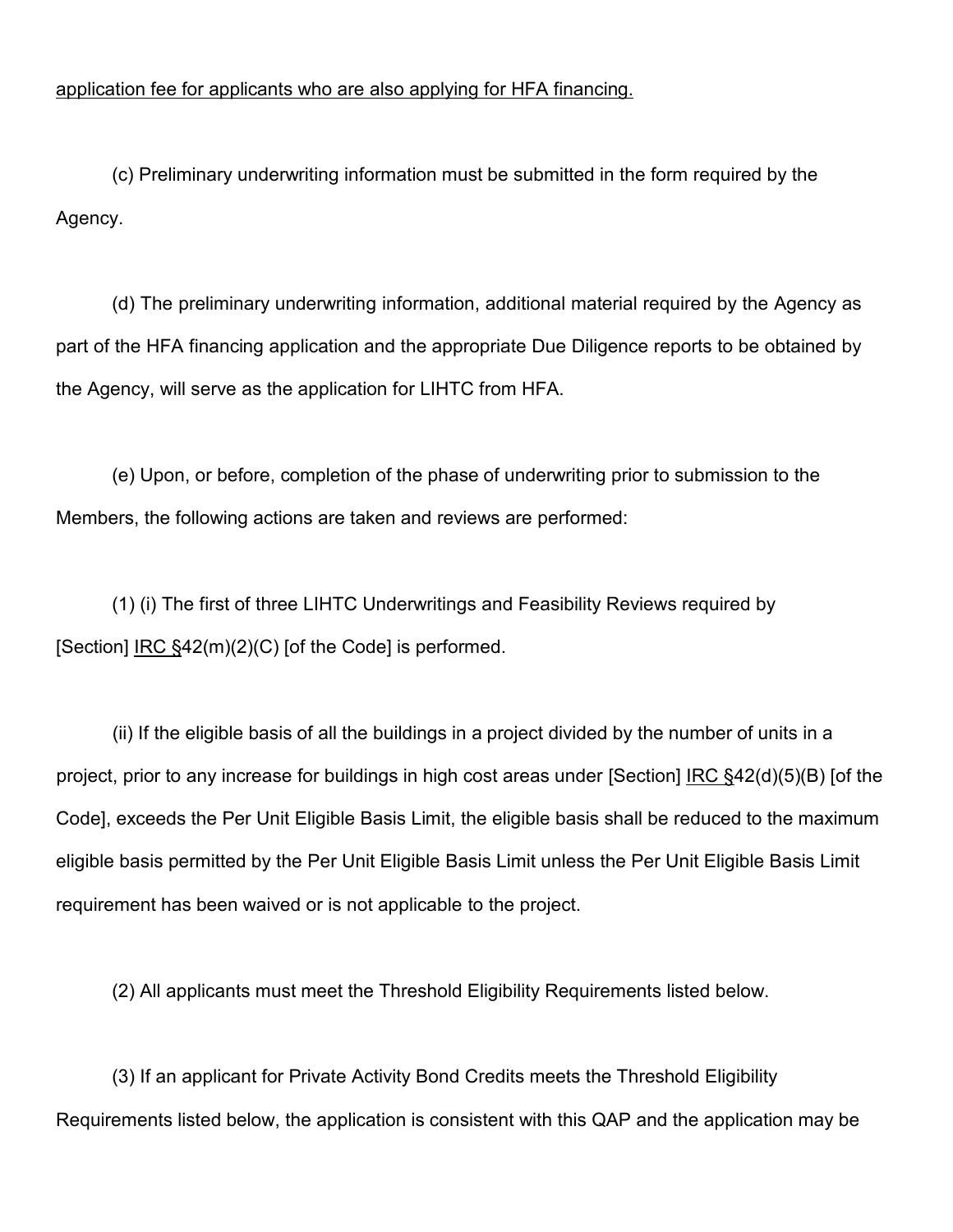application fee for applicants who are also applying for HFA financing.

(c) Preliminary underwriting information must be submitted in the form required by the Agency.

(d) The preliminary underwriting information, additional material required by the Agency as part of the HFA financing application and the appropriate Due Diligence reports to be obtained by the Agency, will serve as the application for LIHTC from HFA.

(e) Upon, or before, completion of the phase of underwriting prior to submission to the Members, the following actions are taken and reviews are performed:

(1) (i) The first of three LIHTC Underwritings and Feasibility Reviews required by [Section] IRC §42(m)(2)(C) [of the Code] is performed.

(ii) If the eligible basis of all the buildings in a project divided by the number of units in a project, prior to any increase for buildings in high cost areas under [Section] IRC §42(d)(5)(B) [of the Code], exceeds the Per Unit Eligible Basis Limit, the eligible basis shall be reduced to the maximum eligible basis permitted by the Per Unit Eligible Basis Limit unless the Per Unit Eligible Basis Limit requirement has been waived or is not applicable to the project.

(2) All applicants must meet the Threshold Eligibility Requirements listed below.

(3) If an applicant for Private Activity Bond Credits meets the Threshold Eligibility Requirements listed below, the application is consistent with this QAP and the application may be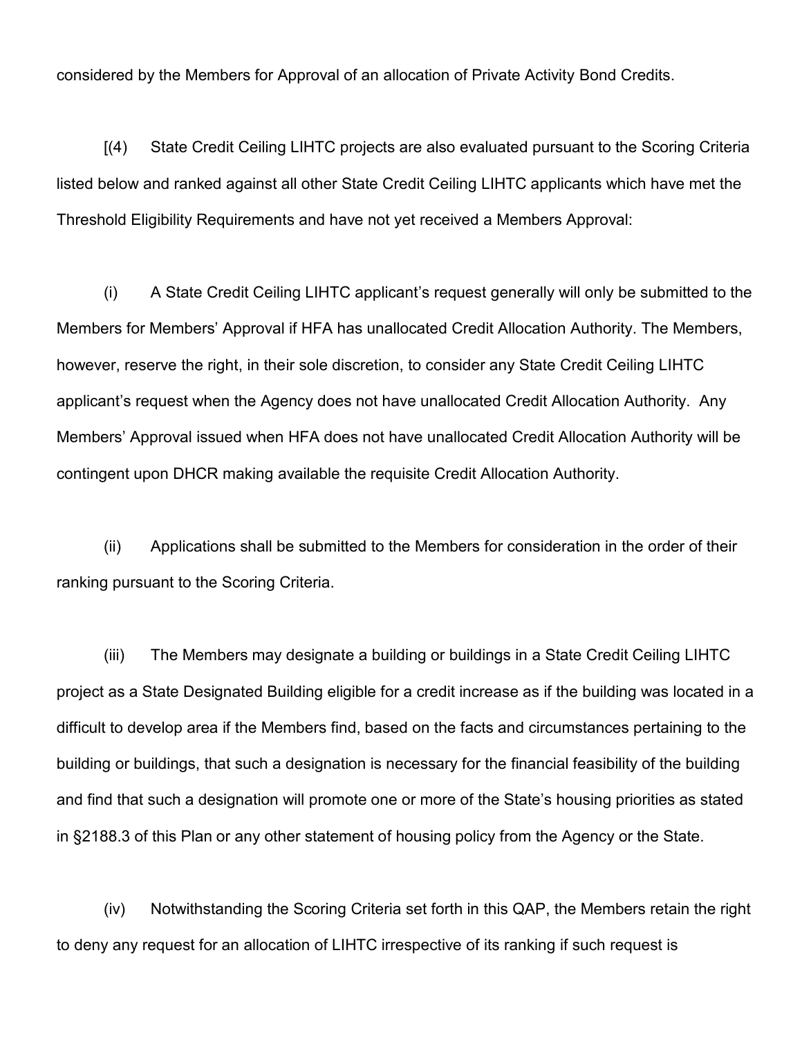considered by the Members for Approval of an allocation of Private Activity Bond Credits.

[(4) State Credit Ceiling LIHTC projects are also evaluated pursuant to the Scoring Criteria listed below and ranked against all other State Credit Ceiling LIHTC applicants which have met the Threshold Eligibility Requirements and have not yet received a Members Approval:

(i) A State Credit Ceiling LIHTC applicant's request generally will only be submitted to the Members for Members' Approval if HFA has unallocated Credit Allocation Authority. The Members, however, reserve the right, in their sole discretion, to consider any State Credit Ceiling LIHTC applicant's request when the Agency does not have unallocated Credit Allocation Authority. Any Members' Approval issued when HFA does not have unallocated Credit Allocation Authority will be contingent upon DHCR making available the requisite Credit Allocation Authority.

(ii) Applications shall be submitted to the Members for consideration in the order of their ranking pursuant to the Scoring Criteria.

(iii) The Members may designate a building or buildings in a State Credit Ceiling LIHTC project as a State Designated Building eligible for a credit increase as if the building was located in a difficult to develop area if the Members find, based on the facts and circumstances pertaining to the building or buildings, that such a designation is necessary for the financial feasibility of the building and find that such a designation will promote one or more of the State's housing priorities as stated in §2188.3 of this Plan or any other statement of housing policy from the Agency or the State.

(iv) Notwithstanding the Scoring Criteria set forth in this QAP, the Members retain the right to deny any request for an allocation of LIHTC irrespective of its ranking if such request is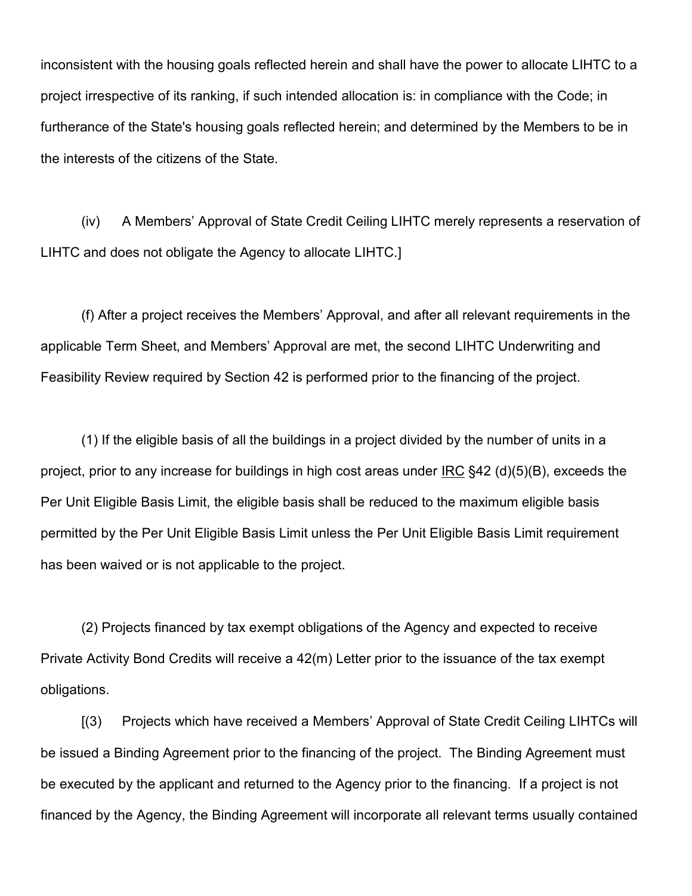inconsistent with the housing goals reflected herein and shall have the power to allocate LIHTC to a project irrespective of its ranking, if such intended allocation is: in compliance with the Code; in furtherance of the State's housing goals reflected herein; and determined by the Members to be in the interests of the citizens of the State.

(iv) A Members' Approval of State Credit Ceiling LIHTC merely represents a reservation of LIHTC and does not obligate the Agency to allocate LIHTC.]

(f) After a project receives the Members' Approval, and after all relevant requirements in the applicable Term Sheet, and Members' Approval are met, the second LIHTC Underwriting and Feasibility Review required by Section 42 is performed prior to the financing of the project.

(1) If the eligible basis of all the buildings in a project divided by the number of units in a project, prior to any increase for buildings in high cost areas under IRC §42 (d)(5)(B), exceeds the Per Unit Eligible Basis Limit, the eligible basis shall be reduced to the maximum eligible basis permitted by the Per Unit Eligible Basis Limit unless the Per Unit Eligible Basis Limit requirement has been waived or is not applicable to the project.

(2) Projects financed by tax exempt obligations of the Agency and expected to receive Private Activity Bond Credits will receive a 42(m) Letter prior to the issuance of the tax exempt obligations.

[(3) Projects which have received a Members' Approval of State Credit Ceiling LIHTCs will be issued a Binding Agreement prior to the financing of the project. The Binding Agreement must be executed by the applicant and returned to the Agency prior to the financing. If a project is not financed by the Agency, the Binding Agreement will incorporate all relevant terms usually contained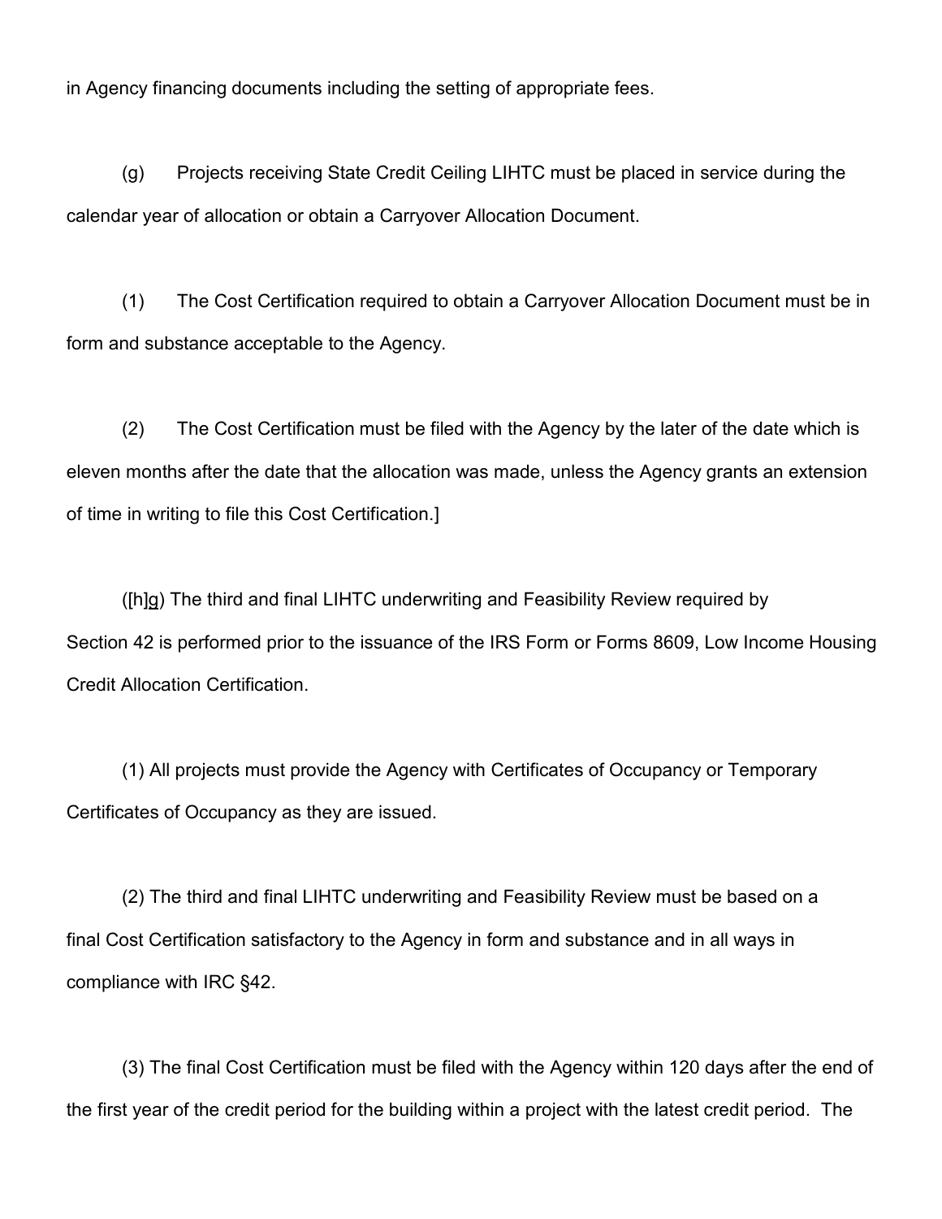in Agency financing documents including the setting of appropriate fees.

(g) Projects receiving State Credit Ceiling LIHTC must be placed in service during the calendar year of allocation or obtain a Carryover Allocation Document.

(1) The Cost Certification required to obtain a Carryover Allocation Document must be in form and substance acceptable to the Agency.

(2) The Cost Certification must be filed with the Agency by the later of the date which is eleven months after the date that the allocation was made, unless the Agency grants an extension of time in writing to file this Cost Certification.]

([h]g) The third and final LIHTC underwriting and Feasibility Review required by Section 42 is performed prior to the issuance of the IRS Form or Forms 8609, Low Income Housing Credit Allocation Certification.

(1) All projects must provide the Agency with Certificates of Occupancy or Temporary Certificates of Occupancy as they are issued.

(2) The third and final LIHTC underwriting and Feasibility Review must be based on a final Cost Certification satisfactory to the Agency in form and substance and in all ways in compliance with IRC §42.

(3) The final Cost Certification must be filed with the Agency within 120 days after the end of the first year of the credit period for the building within a project with the latest credit period. The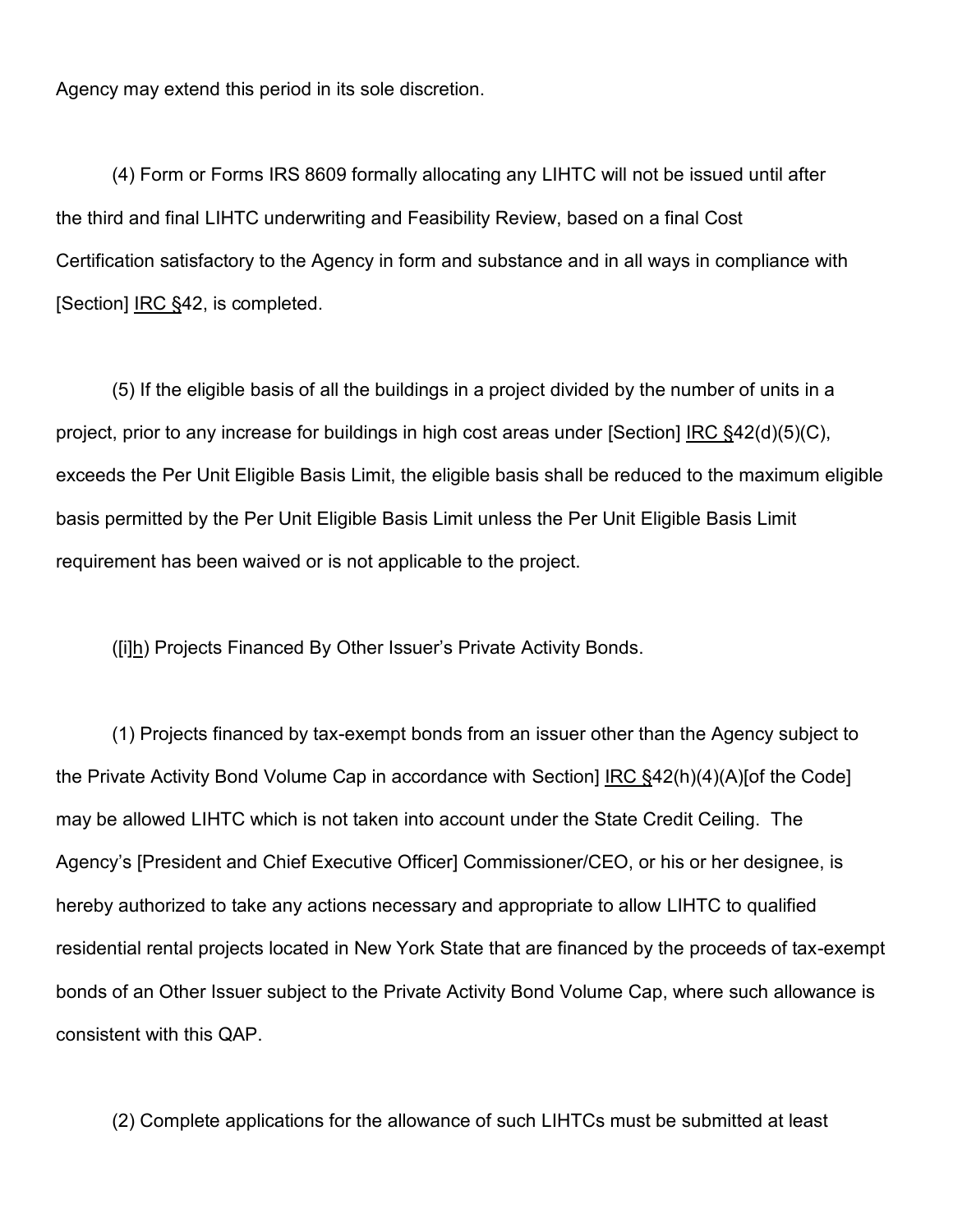Agency may extend this period in its sole discretion.

(4) Form or Forms IRS 8609 formally allocating any LIHTC will not be issued until after the third and final LIHTC underwriting and Feasibility Review, based on a final Cost Certification satisfactory to the Agency in form and substance and in all ways in compliance with [Section] IRC §42, is completed.

(5) If the eligible basis of all the buildings in a project divided by the number of units in a project, prior to any increase for buildings in high cost areas under [Section] IRC §42(d)(5)(C), exceeds the Per Unit Eligible Basis Limit, the eligible basis shall be reduced to the maximum eligible basis permitted by the Per Unit Eligible Basis Limit unless the Per Unit Eligible Basis Limit requirement has been waived or is not applicable to the project.

([i]h) Projects Financed By Other Issuer's Private Activity Bonds.

(1) Projects financed by tax-exempt bonds from an issuer other than the Agency subject to the Private Activity Bond Volume Cap in accordance with Section] IRC §42(h)(4)(A)[of the Code] may be allowed LIHTC which is not taken into account under the State Credit Ceiling. The Agency's [President and Chief Executive Officer] Commissioner/CEO, or his or her designee, is hereby authorized to take any actions necessary and appropriate to allow LIHTC to qualified residential rental projects located in New York State that are financed by the proceeds of tax-exempt bonds of an Other Issuer subject to the Private Activity Bond Volume Cap, where such allowance is consistent with this QAP.

(2) Complete applications for the allowance of such LIHTCs must be submitted at least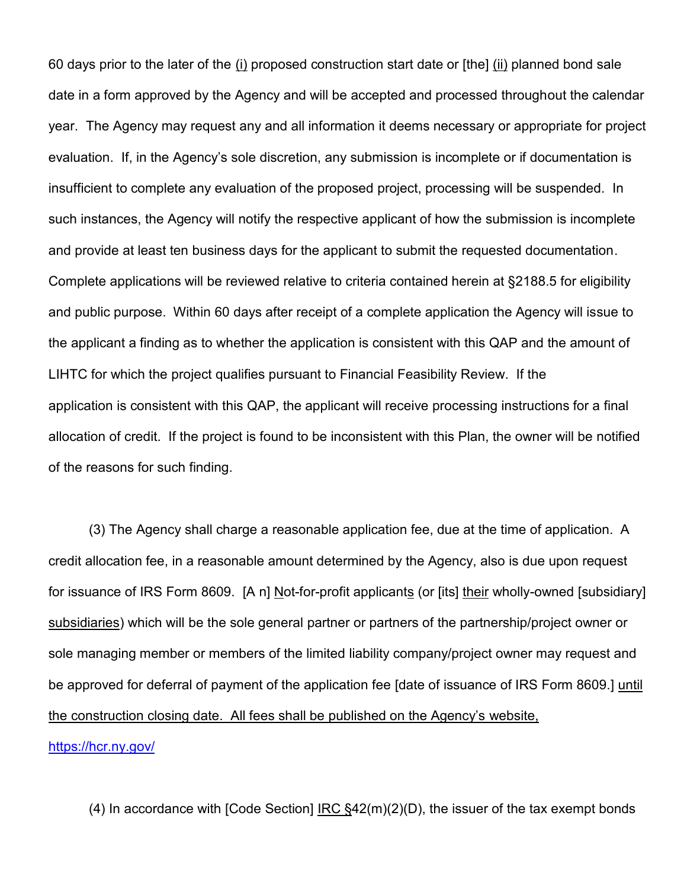60 days prior to the later of the (i) proposed construction start date or [the] (ii) planned bond sale date in a form approved by the Agency and will be accepted and processed throughout the calendar year. The Agency may request any and all information it deems necessary or appropriate for project evaluation. If, in the Agency's sole discretion, any submission is incomplete or if documentation is insufficient to complete any evaluation of the proposed project, processing will be suspended. In such instances, the Agency will notify the respective applicant of how the submission is incomplete and provide at least ten business days for the applicant to submit the requested documentation. Complete applications will be reviewed relative to criteria contained herein at §2188.5 for eligibility and public purpose. Within 60 days after receipt of a complete application the Agency will issue to the applicant a finding as to whether the application is consistent with this QAP and the amount of LIHTC for which the project qualifies pursuant to Financial Feasibility Review. If the application is consistent with this QAP, the applicant will receive processing instructions for a final allocation of credit. If the project is found to be inconsistent with this Plan, the owner will be notified of the reasons for such finding.

(3) The Agency shall charge a reasonable application fee, due at the time of application. A credit allocation fee, in a reasonable amount determined by the Agency, also is due upon request for issuance of IRS Form 8609. [A n] Not-for-profit applicants (or [its] their wholly-owned [subsidiary] subsidiaries) which will be the sole general partner or partners of the partnership/project owner or sole managing member or members of the limited liability company/project owner may request and be approved for deferral of payment of the application fee [date of issuance of IRS Form 8609.] until the construction closing date. All fees shall be published on the Agency's website, https://hcr.ny.gov/

(4) In accordance with [Code Section] IRC §42(m)(2)(D), the issuer of the tax exempt bonds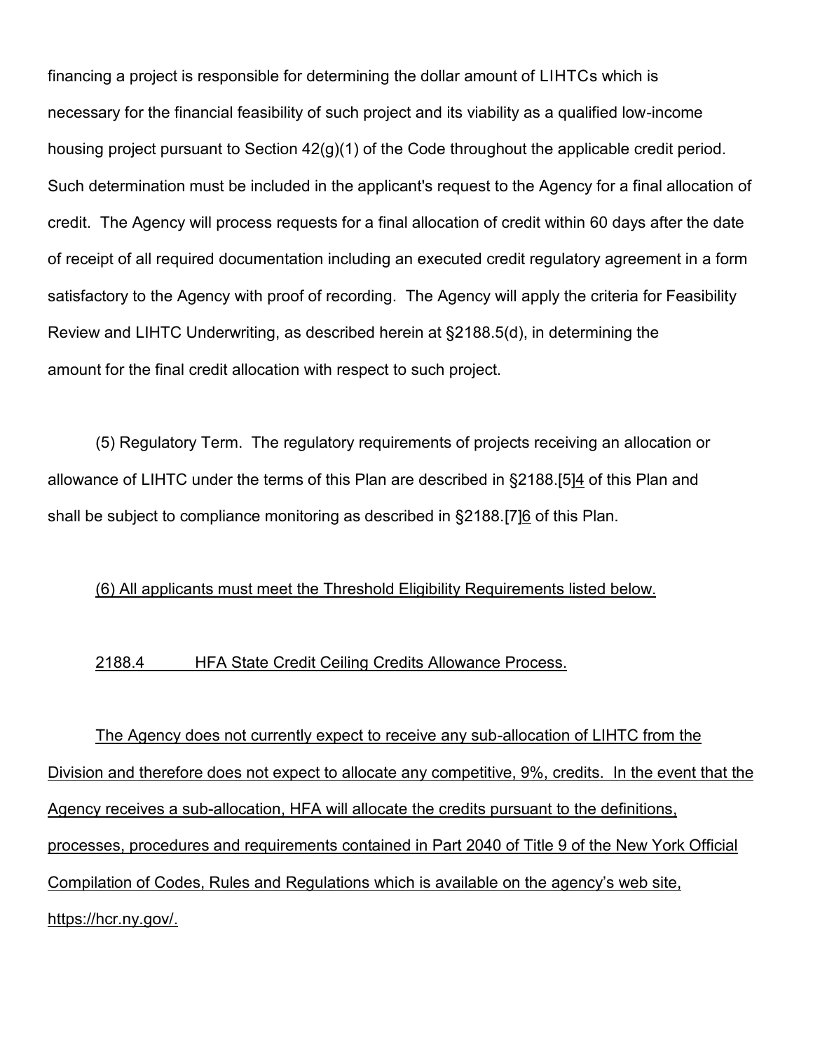financing a project is responsible for determining the dollar amount of LIHTCs which is necessary for the financial feasibility of such project and its viability as a qualified low-income housing project pursuant to Section 42(g)(1) of the Code throughout the applicable credit period. Such determination must be included in the applicant's request to the Agency for a final allocation of credit. The Agency will process requests for a final allocation of credit within 60 days after the date of receipt of all required documentation including an executed credit regulatory agreement in a form satisfactory to the Agency with proof of recording. The Agency will apply the criteria for Feasibility Review and LIHTC Underwriting, as described herein at §2188.5(d), in determining the amount for the final credit allocation with respect to such project.

(5) Regulatory Term. The regulatory requirements of projects receiving an allocation or allowance of LIHTC under the terms of this Plan are described in §2188.[5]4 of this Plan and shall be subject to compliance monitoring as described in §2188.[7]6 of this Plan.

(6) All applicants must meet the Threshold Eligibility Requirements listed below.

2188.4 HFA State Credit Ceiling Credits Allowance Process.

The Agency does not currently expect to receive any sub-allocation of LIHTC from the Division and therefore does not expect to allocate any competitive, 9%, credits. In the event that the Agency receives a sub-allocation, HFA will allocate the credits pursuant to the definitions, processes, procedures and requirements contained in Part 2040 of Title 9 of the New York Official Compilation of Codes, Rules and Regulations which is available on the agency's web site, https://hcr.ny.gov/.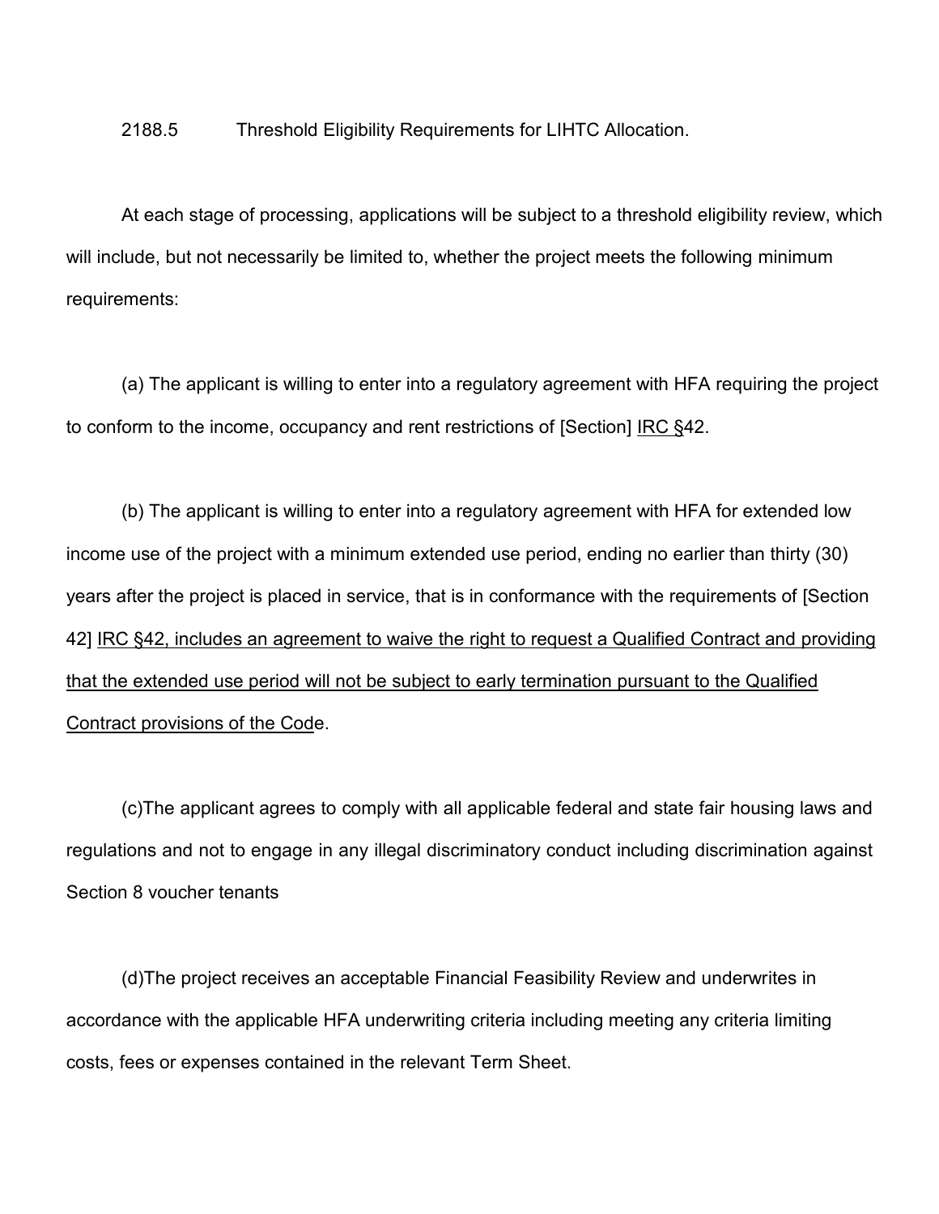2188.5 Threshold Eligibility Requirements for LIHTC Allocation.

At each stage of processing, applications will be subject to a threshold eligibility review, which will include, but not necessarily be limited to, whether the project meets the following minimum requirements:

(a) The applicant is willing to enter into a regulatory agreement with HFA requiring the project to conform to the income, occupancy and rent restrictions of [Section] <u>IRC §</u>42.

(b) The applicant is willing to enter into a regulatory agreement with HFA for extended low income use of the project with a minimum extended use period, ending no earlier than thirty (30) years after the project is placed in service, that is in conformance with the requirements of [Section 42] <u>IRC §42, includes an agreement to waive the right to request a Qualified Contract and providing that the extended use period will not be subject to early termination pursuant to the Qualified Contract provisions of the Cod</u>e.

(c)The applicant agrees to comply with all applicable federal and state fair housing laws and regulations and not to engage in any illegal discriminatory conduct including discrimination against Section 8 voucher tenants

(d)The project receives an acceptable Financial Feasibility Review and underwrites in accordance with the applicable HFA underwriting criteria including meeting any criteria limiting costs, fees or expenses contained in the relevant Term Sheet.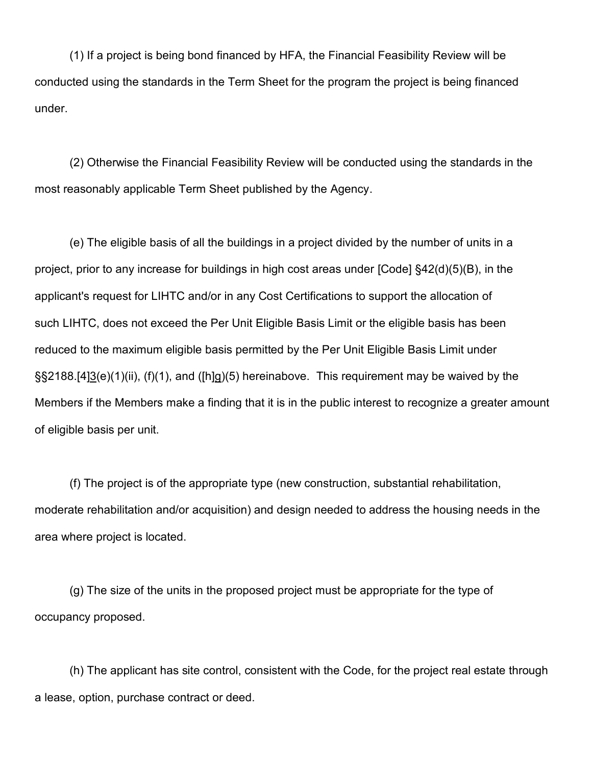(1) If a project is being bond financed by HFA, the Financial Feasibility Review will be conducted using the standards in the Term Sheet for the program the project is being financed under.

(2) Otherwise the Financial Feasibility Review will be conducted using the standards in the most reasonably applicable Term Sheet published by the Agency.

(e) The eligible basis of all the buildings in a project divided by the number of units in a project, prior to any increase for buildings in high cost areas under [Code] §42(d)(5)(B), in the applicant's request for LIHTC and/or in any Cost Certifications to support the allocation of such LIHTC, does not exceed the Per Unit Eligible Basis Limit or the eligible basis has been reduced to the maximum eligible basis permitted by the Per Unit Eligible Basis Limit under §§2188.[4]3(e)(1)(ii), (f)(1), and ([h]g)(5) hereinabove. This requirement may be waived by the Members if the Members make a finding that it is in the public interest to recognize a greater amount of eligible basis per unit.

(f) The project is of the appropriate type (new construction, substantial rehabilitation, moderate rehabilitation and/or acquisition) and design needed to address the housing needs in the area where project is located.

(g) The size of the units in the proposed project must be appropriate for the type of occupancy proposed.

(h) The applicant has site control, consistent with the Code, for the project real estate through a lease, option, purchase contract or deed.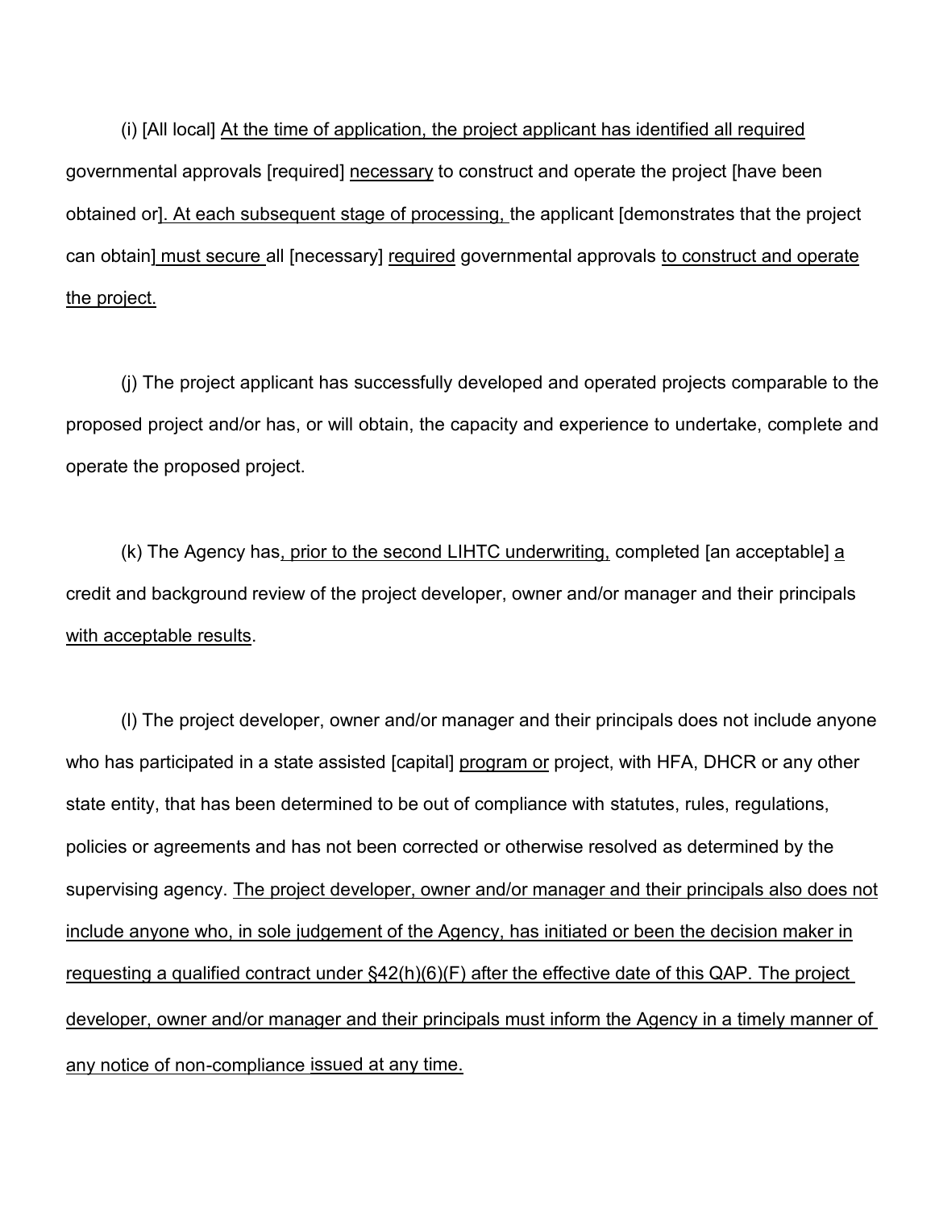(i) [All local] At the time of application, the project applicant has identified all required governmental approvals [required] necessary to construct and operate the project [have been obtained or]. At each subsequent stage of processing, the applicant [demonstrates that the project can obtain] must secure all [necessary] required governmental approvals to construct and operate the project.

(j) The project applicant has successfully developed and operated projects comparable to the proposed project and/or has, or will obtain, the capacity and experience to undertake, complete and operate the proposed project.

(k) The Agency has, prior to the second LIHTC underwriting, completed [an acceptable] a credit and background review of the project developer, owner and/or manager and their principals with acceptable results.

(l) The project developer, owner and/or manager and their principals does not include anyone who has participated in a state assisted [capital] program or project, with HFA, DHCR or any other state entity, that has been determined to be out of compliance with statutes, rules, regulations, policies or agreements and has not been corrected or otherwise resolved as determined by the supervising agency. The project developer, owner and/or manager and their principals also does not include anyone who, in sole judgement of the Agency, has initiated or been the decision maker in requesting a qualified contract under §42(h)(6)(F) after the effective date of this QAP. The project developer, owner and/or manager and their principals must inform the Agency in a timely manner of any notice of non-compliance issued at any time.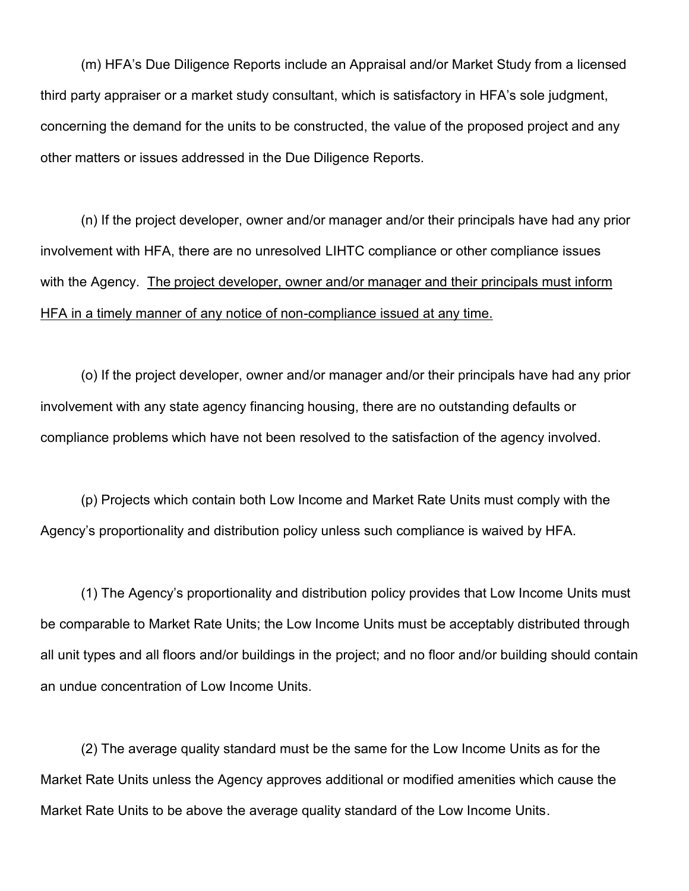(m) HFA's Due Diligence Reports include an Appraisal and/or Market Study from a licensed third party appraiser or a market study consultant, which is satisfactory in HFA's sole judgment, concerning the demand for the units to be constructed, the value of the proposed project and any other matters or issues addressed in the Due Diligence Reports.

(n) If the project developer, owner and/or manager and/or their principals have had any prior involvement with HFA, there are no unresolved LIHTC compliance or other compliance issues with the Agency. <u>The project developer, owner and/or manager and their principals must inform HFA in a timely manner of any notice of non-compliance issued at any time.</u>

(o) If the project developer, owner and/or manager and/or their principals have had any prior involvement with any state agency financing housing, there are no outstanding defaults or compliance problems which have not been resolved to the satisfaction of the agency involved.

(p) Projects which contain both Low Income and Market Rate Units must comply with the Agency's proportionality and distribution policy unless such compliance is waived by HFA.

(1) The Agency's proportionality and distribution policy provides that Low Income Units must be comparable to Market Rate Units; the Low Income Units must be acceptably distributed through all unit types and all floors and/or buildings in the project; and no floor and/or building should contain an undue concentration of Low Income Units.

(2) The average quality standard must be the same for the Low Income Units as for the Market Rate Units unless the Agency approves additional or modified amenities which cause the Market Rate Units to be above the average quality standard of the Low Income Units.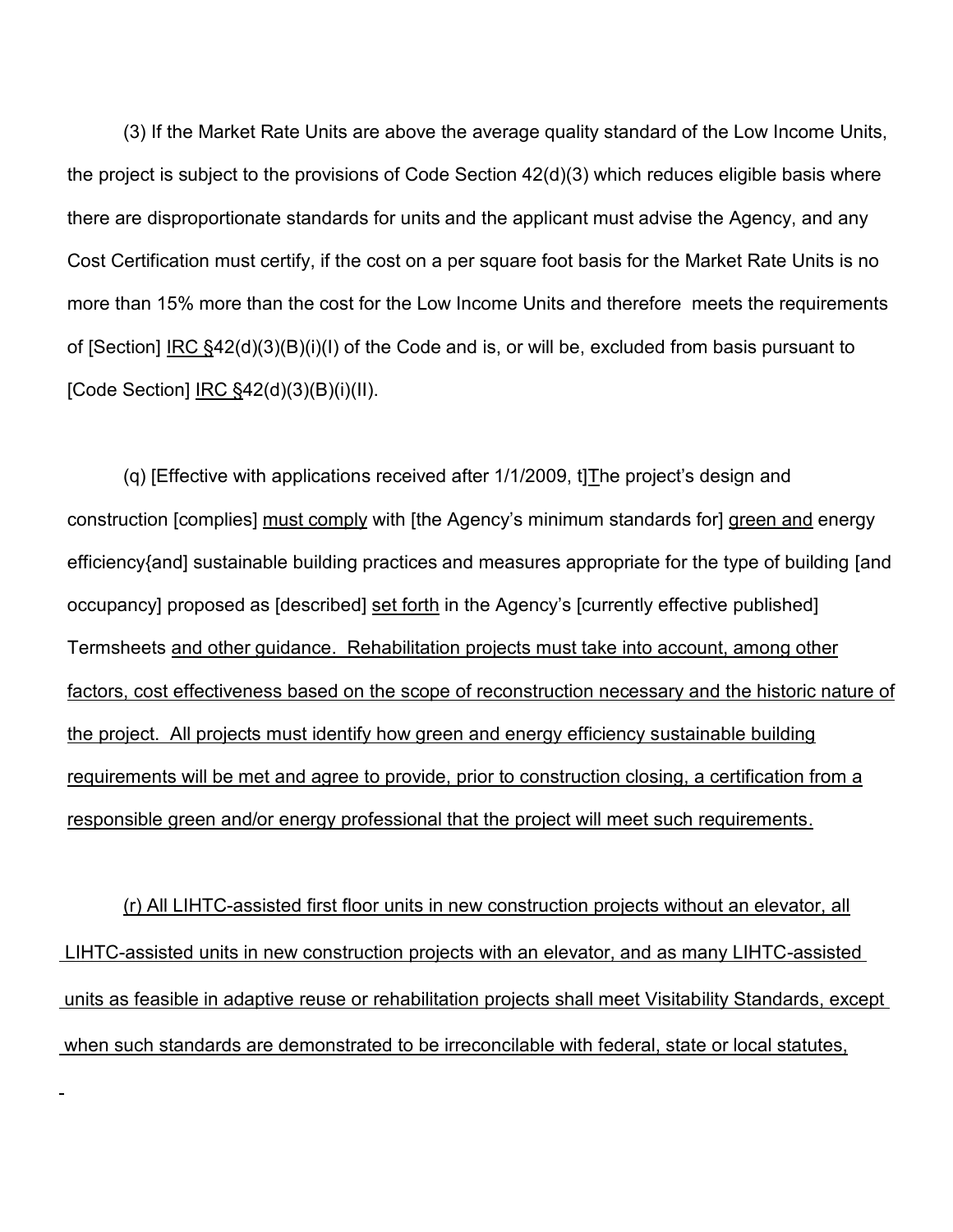(3) If the Market Rate Units are above the average quality standard of the Low Income Units, the project is subject to the provisions of Code Section 42(d)(3) which reduces eligible basis where there are disproportionate standards for units and the applicant must advise the Agency, and any Cost Certification must certify, if the cost on a per square foot basis for the Market Rate Units is no more than 15% more than the cost for the Low Income Units and therefore meets the requirements of [Section] IRC §42(d)(3)(B)(i)(I) of the Code and is, or will be, excluded from basis pursuant to [Code Section] IRC §42(d)(3)(B)(i)(II).

(q) [Effective with applications received after 1/1/2009, t]The project's design and construction [complies] must comply with [the Agency's minimum standards for] green and energy efficiency{and] sustainable building practices and measures appropriate for the type of building [and occupancy] proposed as [described] set forth in the Agency's [currently effective published] Termsheets and other guidance. Rehabilitation projects must take into account, among other factors, cost effectiveness based on the scope of reconstruction necessary and the historic nature of the project. All projects must identify how green and energy efficiency sustainable building requirements will be met and agree to provide, prior to construction closing, a certification from a responsible green and/or energy professional that the project will meet such requirements.

(r) All LIHTC-assisted first floor units in new construction projects without an elevator, all LIHTC-assisted units in new construction projects with an elevator, and as many LIHTC-assisted units as feasible in adaptive reuse or rehabilitation projects shall meet Visitability Standards, except when such standards are demonstrated to be irreconcilable with federal, state or local statutes,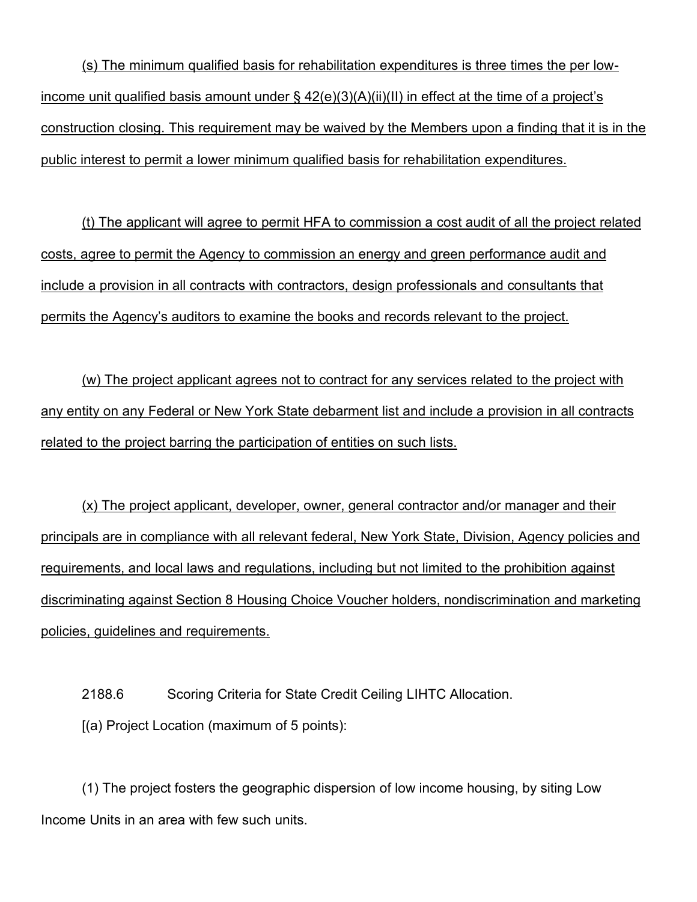(s) The minimum qualified basis for rehabilitation expenditures is three times the per low-income unit qualified basis amount under § 42(e)(3)(A)(ii)(II) in effect at the time of a project's construction closing. This requirement may be waived by the Members upon a finding that it is in the public interest to permit a lower minimum qualified basis for rehabilitation expenditures.

(t) The applicant will agree to permit HFA to commission a cost audit of all the project related costs, agree to permit the Agency to commission an energy and green performance audit and include a provision in all contracts with contractors, design professionals and consultants that permits the Agency's auditors to examine the books and records relevant to the project.

(w) The project applicant agrees not to contract for any services related to the project with any entity on any Federal or New York State debarment list and include a provision in all contracts related to the project barring the participation of entities on such lists.

(x) The project applicant, developer, owner, general contractor and/or manager and their principals are in compliance with all relevant federal, New York State, Division, Agency policies and requirements, and local laws and regulations, including but not limited to the prohibition against discriminating against Section 8 Housing Choice Voucher holders, nondiscrimination and marketing policies, guidelines and requirements.

2188.6 Scoring Criteria for State Credit Ceiling LIHTC Allocation.

[(a) Project Location (maximum of 5 points):

(1) The project fosters the geographic dispersion of low income housing, by siting Low Income Units in an area with few such units.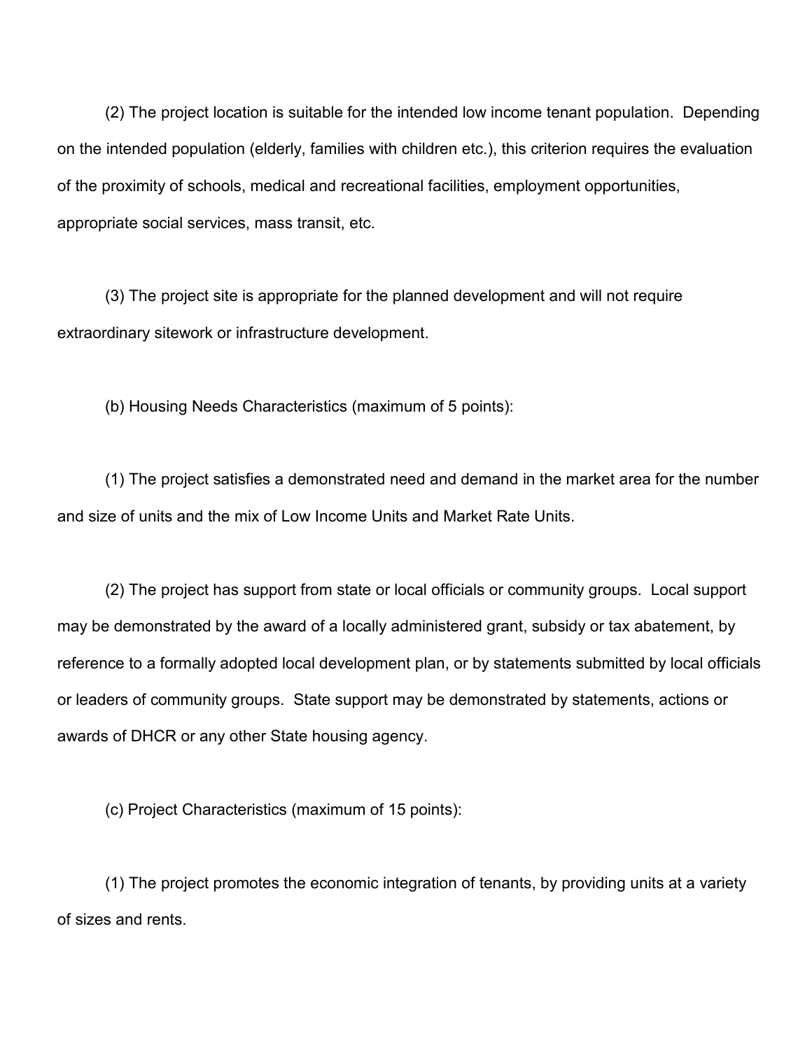(2) The project location is suitable for the intended low income tenant population. Depending on the intended population (elderly, families with children etc.), this criterion requires the evaluation of the proximity of schools, medical and recreational facilities, employment opportunities, appropriate social services, mass transit, etc.

(3) The project site is appropriate for the planned development and will not require extraordinary sitework or infrastructure development.

(b) Housing Needs Characteristics (maximum of 5 points):

(1) The project satisfies a demonstrated need and demand in the market area for the number and size of units and the mix of Low Income Units and Market Rate Units.

(2) The project has support from state or local officials or community groups. Local support may be demonstrated by the award of a locally administered grant, subsidy or tax abatement, by reference to a formally adopted local development plan, or by statements submitted by local officials or leaders of community groups. State support may be demonstrated by statements, actions or awards of DHCR or any other State housing agency.

(c) Project Characteristics (maximum of 15 points):

(1) The project promotes the economic integration of tenants, by providing units at a variety of sizes and rents.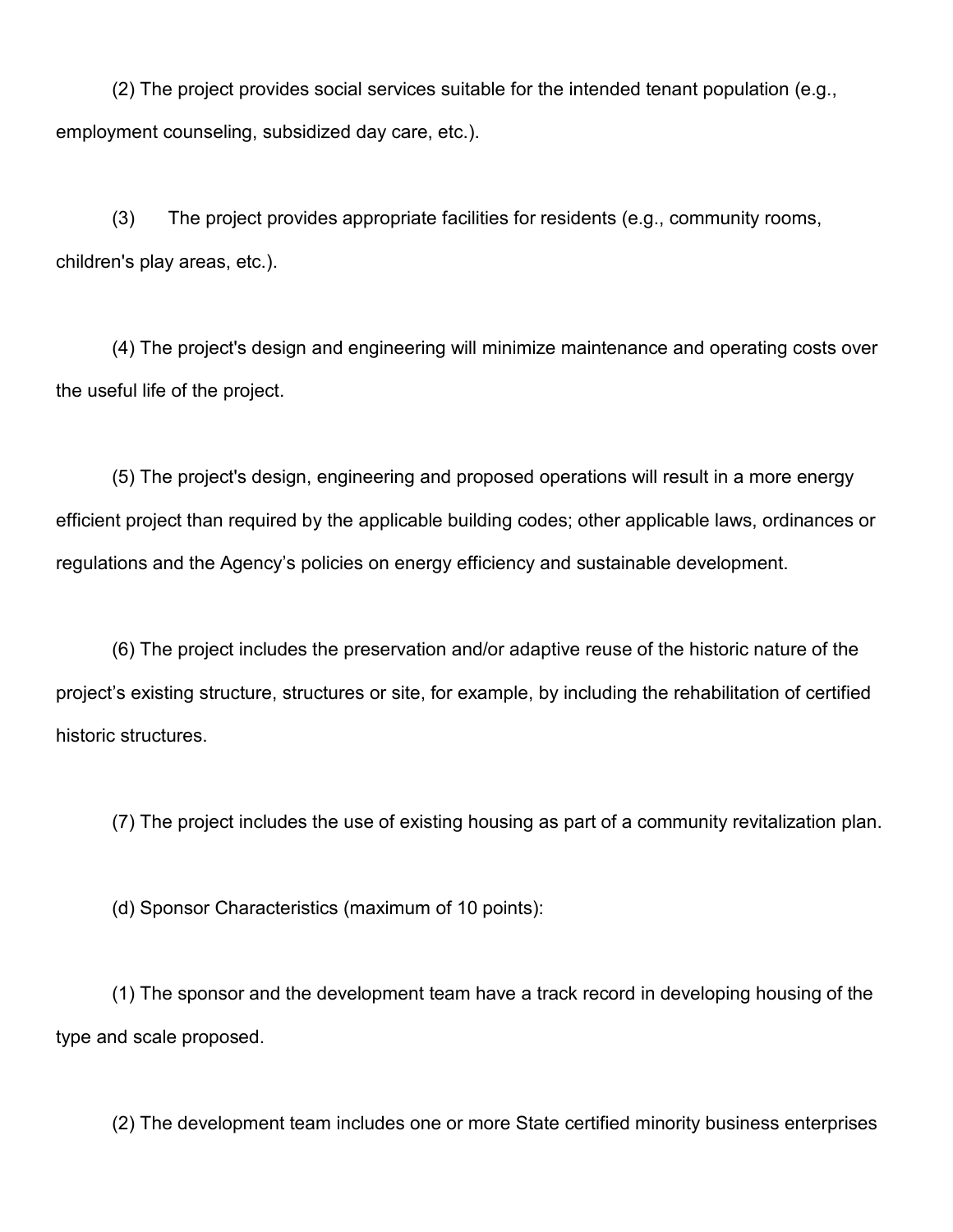(2) The project provides social services suitable for the intended tenant population (e.g., employment counseling, subsidized day care, etc.).

(3) The project provides appropriate facilities for residents (e.g., community rooms, children's play areas, etc.).

(4) The project's design and engineering will minimize maintenance and operating costs over the useful life of the project.

(5) The project's design, engineering and proposed operations will result in a more energy efficient project than required by the applicable building codes; other applicable laws, ordinances or regulations and the Agency's policies on energy efficiency and sustainable development.

(6) The project includes the preservation and/or adaptive reuse of the historic nature of the project's existing structure, structures or site, for example, by including the rehabilitation of certified historic structures.

(7) The project includes the use of existing housing as part of a community revitalization plan.

(d) Sponsor Characteristics (maximum of 10 points):

(1) The sponsor and the development team have a track record in developing housing of the type and scale proposed.

(2) The development team includes one or more State certified minority business enterprises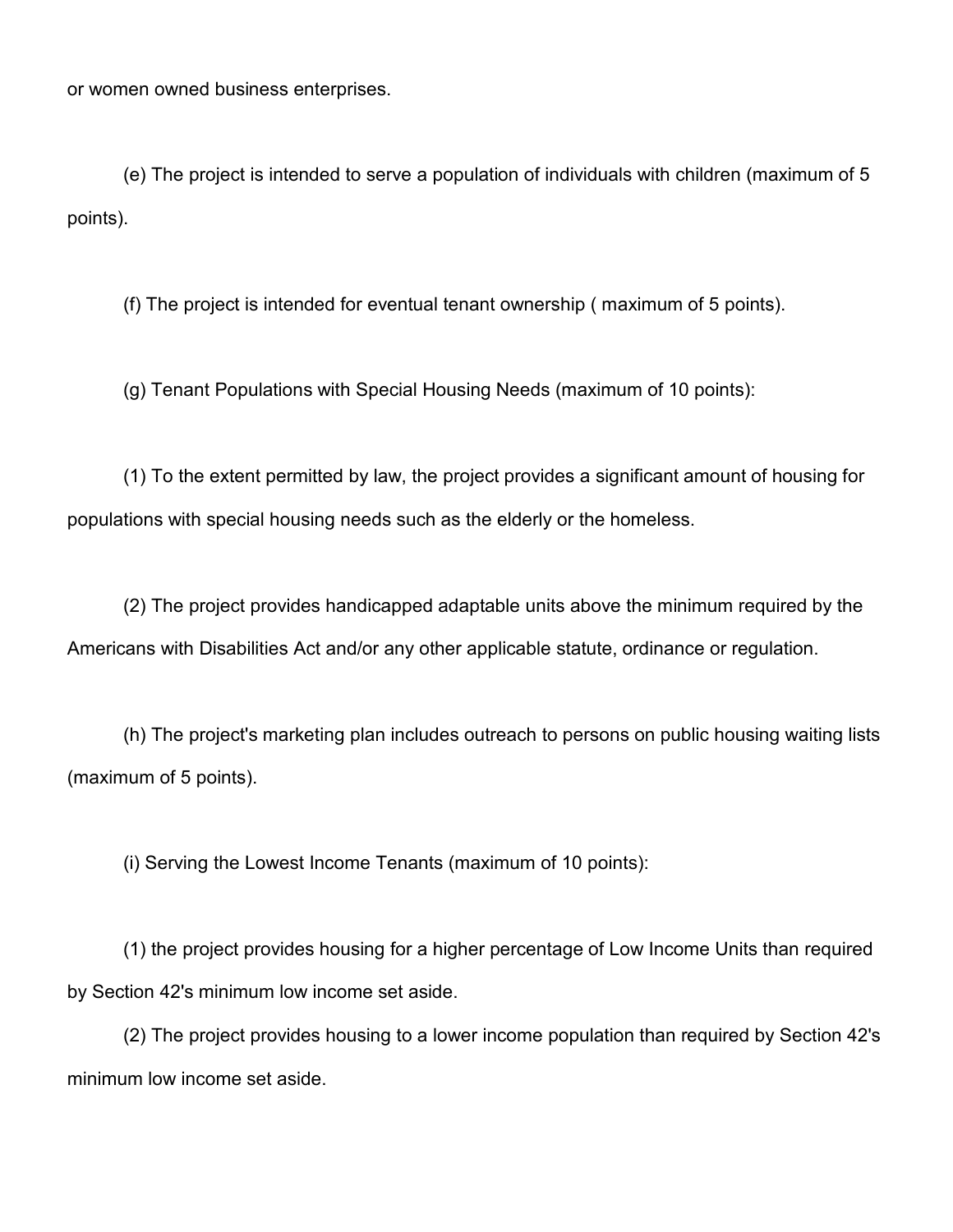or women owned business enterprises.

(e) The project is intended to serve a population of individuals with children (maximum of 5 points).

(f) The project is intended for eventual tenant ownership ( maximum of 5 points).

(g) Tenant Populations with Special Housing Needs (maximum of 10 points):

(1) To the extent permitted by law, the project provides a significant amount of housing for populations with special housing needs such as the elderly or the homeless.

(2) The project provides handicapped adaptable units above the minimum required by the Americans with Disabilities Act and/or any other applicable statute, ordinance or regulation.

(h) The project's marketing plan includes outreach to persons on public housing waiting lists (maximum of 5 points).

(i) Serving the Lowest Income Tenants (maximum of 10 points):

(1) the project provides housing for a higher percentage of Low Income Units than required by Section 42's minimum low income set aside.

(2) The project provides housing to a lower income population than required by Section 42's minimum low income set aside.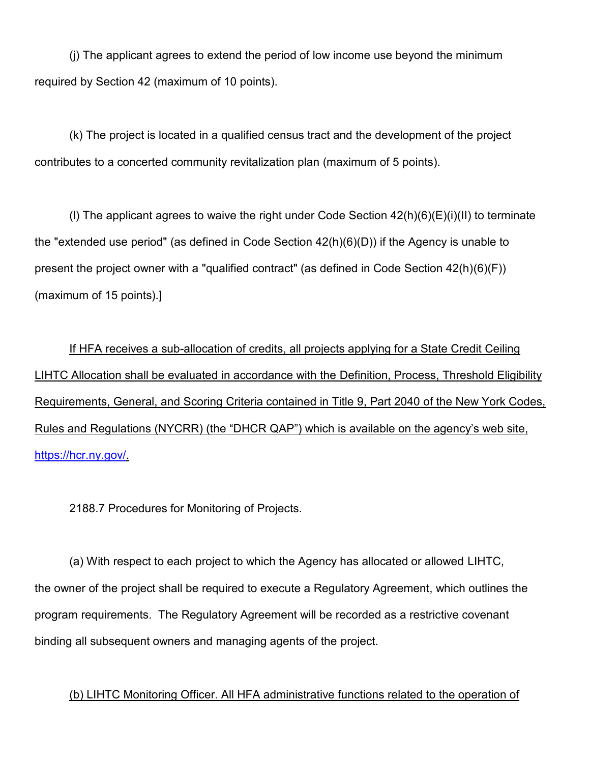(j) The applicant agrees to extend the period of low income use beyond the minimum required by Section 42 (maximum of 10 points).

(k) The project is located in a qualified census tract and the development of the project contributes to a concerted community revitalization plan (maximum of 5 points).

(l) The applicant agrees to waive the right under Code Section 42(h)(6)(E)(i)(II) to terminate the "extended use period" (as defined in Code Section 42(h)(6)(D)) if the Agency is unable to present the project owner with a "qualified contract" (as defined in Code Section 42(h)(6)(F)) (maximum of 15 points).]

<u>If HFA receives a sub-allocation of credits, all projects applying for a State Credit Ceiling LIHTC Allocation shall be evaluated in accordance with the Definition, Process, Threshold Eligibility Requirements, General, and Scoring Criteria contained in Title 9, Part 2040 of the New York Codes, Rules and Regulations (NYCRR) (the "DHCR QAP") which is available on the agency's web site, https://hcr.ny.gov/.</u>

2188.7 Procedures for Monitoring of Projects.

(a) With respect to each project to which the Agency has allocated or allowed LIHTC, the owner of the project shall be required to execute a Regulatory Agreement, which outlines the program requirements. The Regulatory Agreement will be recorded as a restrictive covenant binding all subsequent owners and managing agents of the project.

<u>(b) LIHTC Monitoring Officer. All HFA administrative functions related to the operation of</u>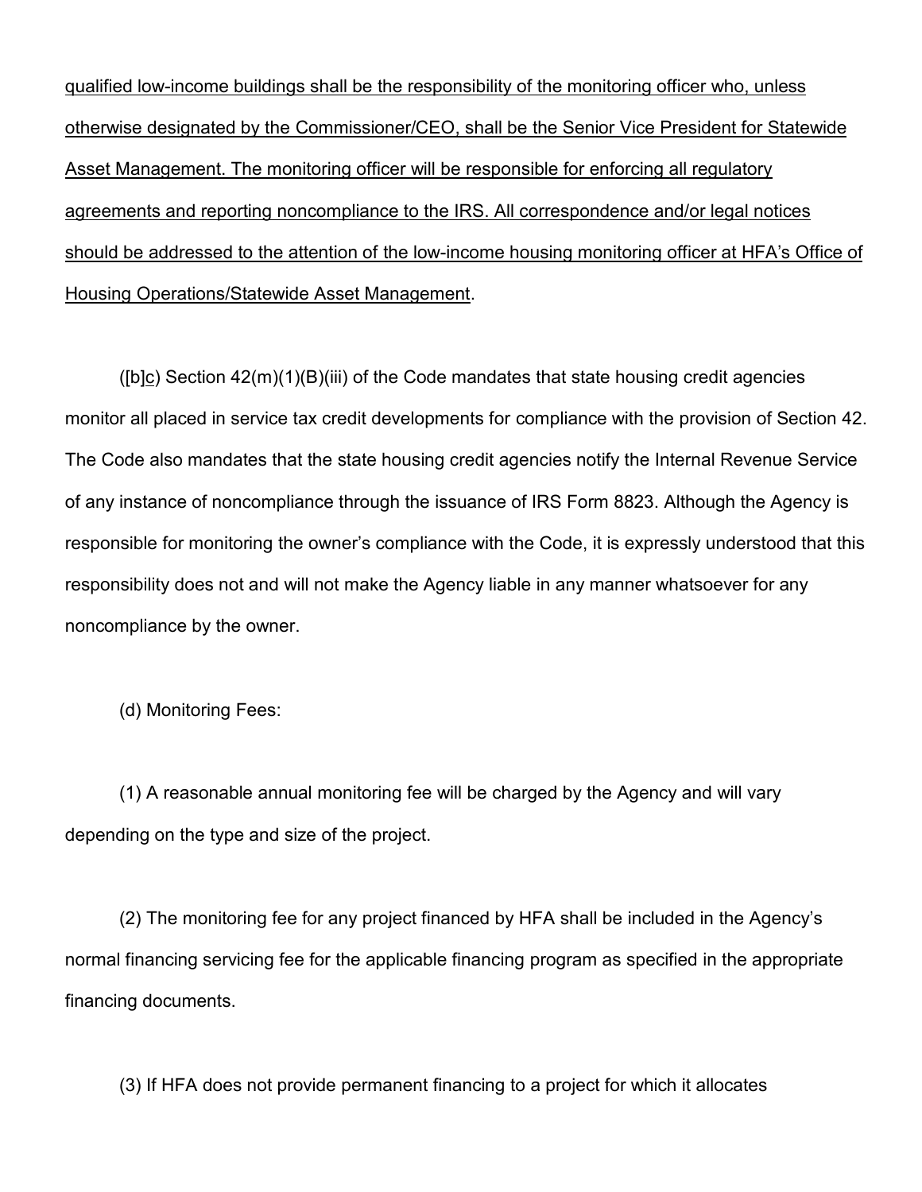qualified low-income buildings shall be the responsibility of the monitoring officer who, unless otherwise designated by the Commissioner/CEO, shall be the Senior Vice President for Statewide Asset Management. The monitoring officer will be responsible for enforcing all regulatory agreements and reporting noncompliance to the IRS. All correspondence and/or legal notices should be addressed to the attention of the low-income housing monitoring officer at HFA's Office of Housing Operations/Statewide Asset Management.

([b]c) Section 42(m)(1)(B)(iii) of the Code mandates that state housing credit agencies monitor all placed in service tax credit developments for compliance with the provision of Section 42. The Code also mandates that the state housing credit agencies notify the Internal Revenue Service of any instance of noncompliance through the issuance of IRS Form 8823. Although the Agency is responsible for monitoring the owner's compliance with the Code, it is expressly understood that this responsibility does not and will not make the Agency liable in any manner whatsoever for any noncompliance by the owner.

(d) Monitoring Fees:

(1) A reasonable annual monitoring fee will be charged by the Agency and will vary depending on the type and size of the project.

(2) The monitoring fee for any project financed by HFA shall be included in the Agency's normal financing servicing fee for the applicable financing program as specified in the appropriate financing documents.

(3) If HFA does not provide permanent financing to a project for which it allocates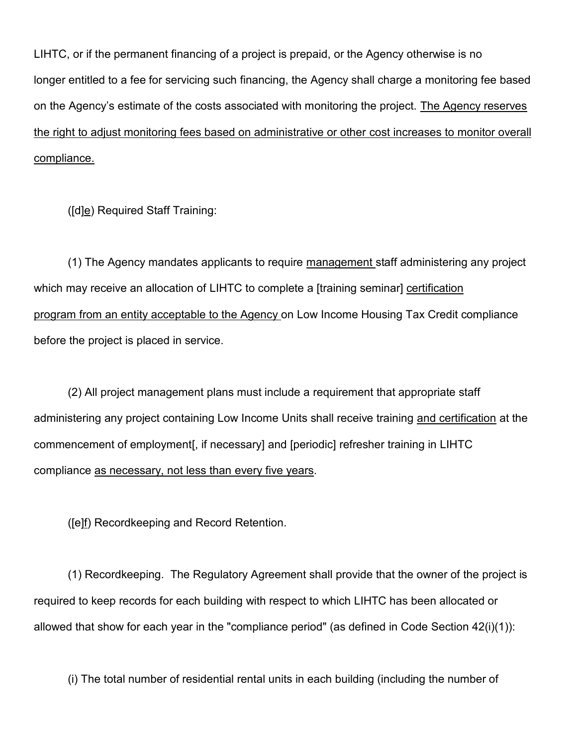LIHTC, or if the permanent financing of a project is prepaid, or the Agency otherwise is no longer entitled to a fee for servicing such financing, the Agency shall charge a monitoring fee based on the Agency's estimate of the costs associated with monitoring the project. <u>The Agency reserves the right to adjust monitoring fees based on administrative or other cost increases to monitor overall compliance.</u>

([d]<u>e</u>) Required Staff Training:

(1) The Agency mandates applicants to require <u>management</u> staff administering any project which may receive an allocation of LIHTC to complete a [training seminar] <u>certification program from an entity acceptable to the Agency</u> on Low Income Housing Tax Credit compliance before the project is placed in service.

(2) All project management plans must include a requirement that appropriate staff administering any project containing Low Income Units shall receive training <u>and certification</u> at the commencement of employment[, if necessary] and [periodic] refresher training in LIHTC compliance <u>as necessary, not less than every five years</u>.

([e]<u>f</u>) Recordkeeping and Record Retention.

(1) Recordkeeping. The Regulatory Agreement shall provide that the owner of the project is required to keep records for each building with respect to which LIHTC has been allocated or allowed that show for each year in the "compliance period" (as defined in Code Section 42(i)(1)):

(i) The total number of residential rental units in each building (including the number of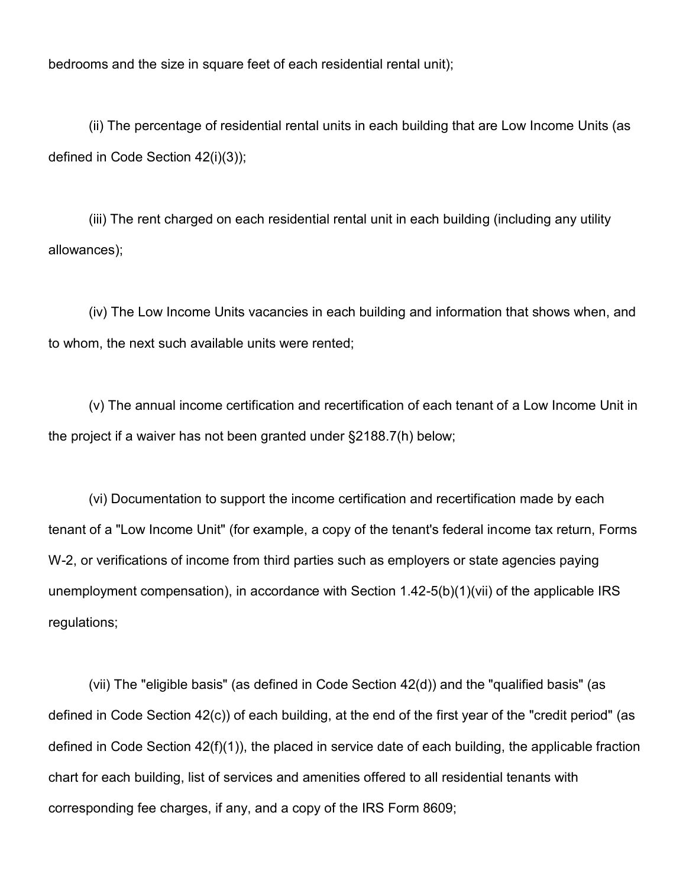bedrooms and the size in square feet of each residential rental unit);

(ii) The percentage of residential rental units in each building that are Low Income Units (as defined in Code Section 42(i)(3));

(iii) The rent charged on each residential rental unit in each building (including any utility allowances);

(iv) The Low Income Units vacancies in each building and information that shows when, and to whom, the next such available units were rented;

(v) The annual income certification and recertification of each tenant of a Low Income Unit in the project if a waiver has not been granted under §2188.7(h) below;

(vi) Documentation to support the income certification and recertification made by each tenant of a "Low Income Unit" (for example, a copy of the tenant's federal income tax return, Forms W-2, or verifications of income from third parties such as employers or state agencies paying unemployment compensation), in accordance with Section 1.42-5(b)(1)(vii) of the applicable IRS regulations;

(vii) The "eligible basis" (as defined in Code Section 42(d)) and the "qualified basis" (as defined in Code Section 42(c)) of each building, at the end of the first year of the "credit period" (as defined in Code Section 42(f)(1)), the placed in service date of each building, the applicable fraction chart for each building, list of services and amenities offered to all residential tenants with corresponding fee charges, if any, and a copy of the IRS Form 8609;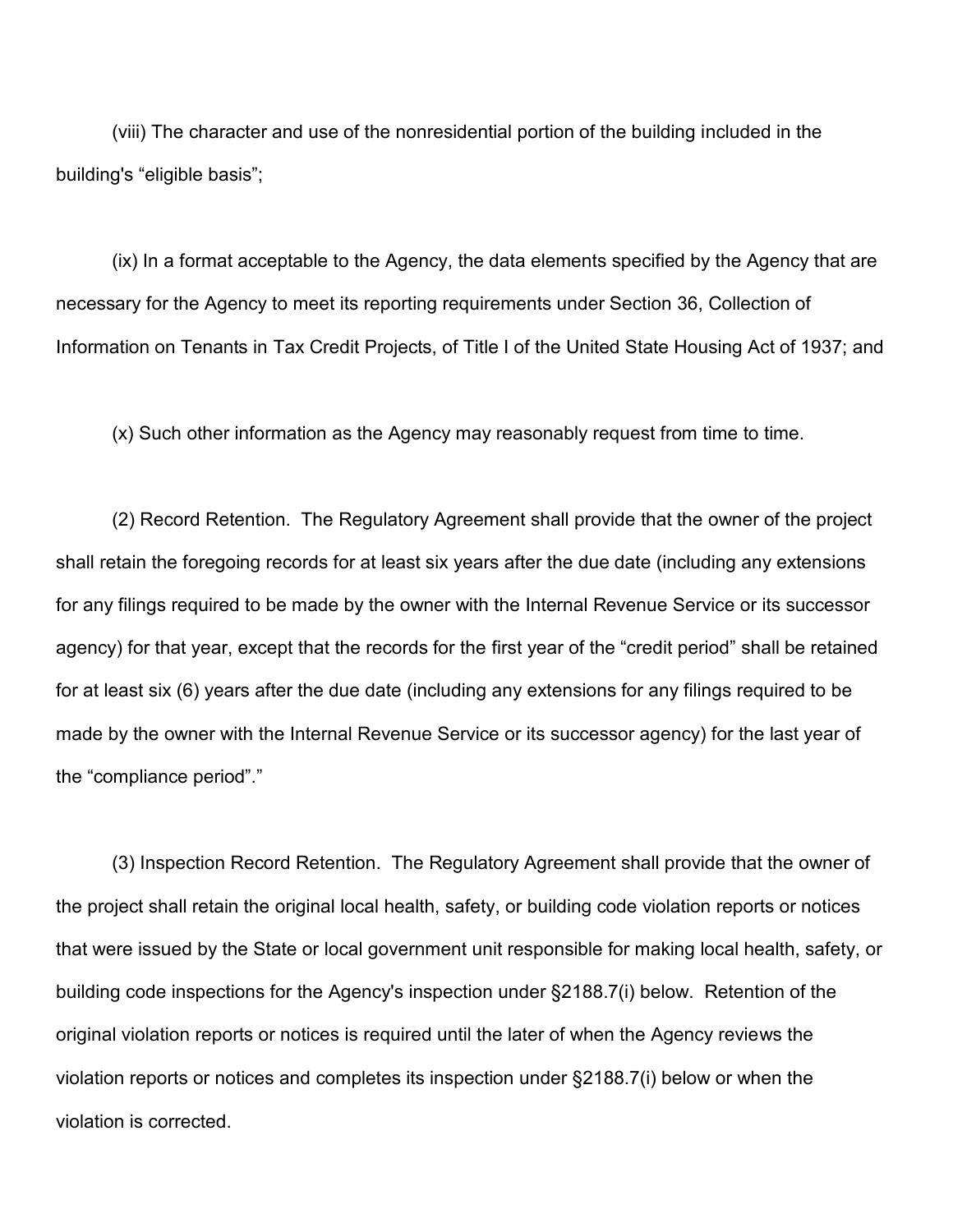(viii) The character and use of the nonresidential portion of the building included in the building's "eligible basis";

(ix) In a format acceptable to the Agency, the data elements specified by the Agency that are necessary for the Agency to meet its reporting requirements under Section 36, Collection of Information on Tenants in Tax Credit Projects, of Title I of the United State Housing Act of 1937; and

(x) Such other information as the Agency may reasonably request from time to time.

(2) Record Retention. The Regulatory Agreement shall provide that the owner of the project shall retain the foregoing records for at least six years after the due date (including any extensions for any filings required to be made by the owner with the Internal Revenue Service or its successor agency) for that year, except that the records for the first year of the "credit period" shall be retained for at least six (6) years after the due date (including any extensions for any filings required to be made by the owner with the Internal Revenue Service or its successor agency) for the last year of the "compliance period"."

(3) Inspection Record Retention. The Regulatory Agreement shall provide that the owner of the project shall retain the original local health, safety, or building code violation reports or notices that were issued by the State or local government unit responsible for making local health, safety, or building code inspections for the Agency's inspection under §2188.7(i) below. Retention of the original violation reports or notices is required until the later of when the Agency reviews the violation reports or notices and completes its inspection under §2188.7(i) below or when the violation is corrected.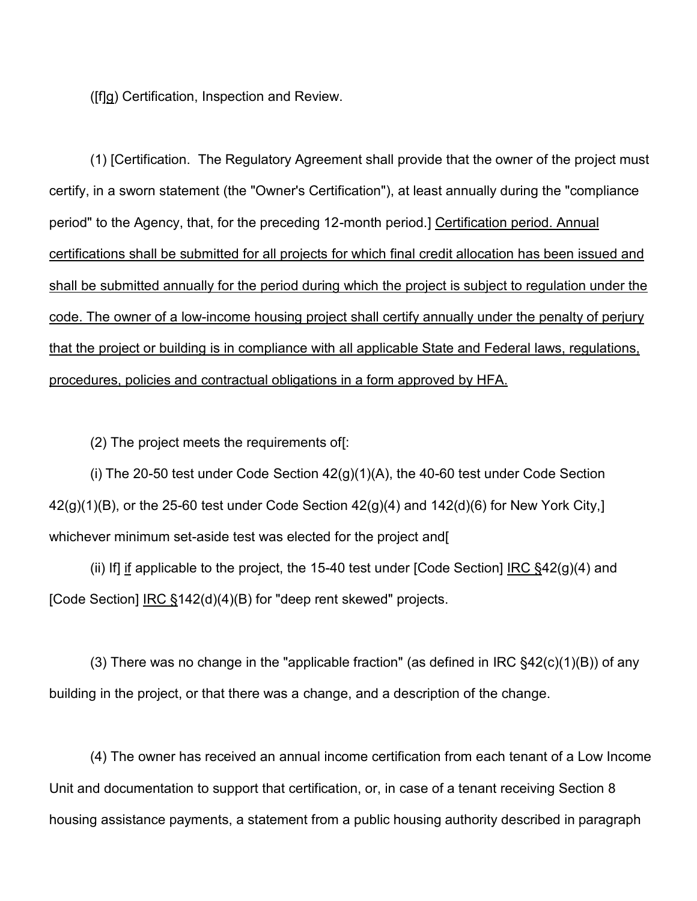([f]<u>g</u>) Certification, Inspection and Review.

(1) [Certification. The Regulatory Agreement shall provide that the owner of the project must certify, in a sworn statement (the "Owner's Certification"), at least annually during the "compliance period" to the Agency, that, for the preceding 12-month period.] <u>Certification period. Annual certifications shall be submitted for all projects for which final credit allocation has been issued and shall be submitted annually for the period during which the project is subject to regulation under the code. The owner of a low-income housing project shall certify annually under the penalty of perjury that the project or building is in compliance with all applicable State and Federal laws, regulations, procedures, policies and contractual obligations in a form approved by HFA.</u>

(2) The project meets the requirements of[:

(i) The 20-50 test under Code Section 42(g)(1)(A), the 40-60 test under Code Section 42(g)(1)(B), or the 25-60 test under Code Section 42(g)(4) and 142(d)(6) for New York City,] whichever minimum set-aside test was elected for the project and[

(ii) If] <u>if</u> applicable to the project, the 15-40 test under [Code Section] <u>IRC §</u>42(g)(4) and [Code Section] <u>IRC §</u>142(d)(4)(B) for "deep rent skewed" projects.

(3) There was no change in the "applicable fraction" (as defined in IRC §42(c)(1)(B)) of any building in the project, or that there was a change, and a description of the change.

(4) The owner has received an annual income certification from each tenant of a Low Income Unit and documentation to support that certification, or, in case of a tenant receiving Section 8 housing assistance payments, a statement from a public housing authority described in paragraph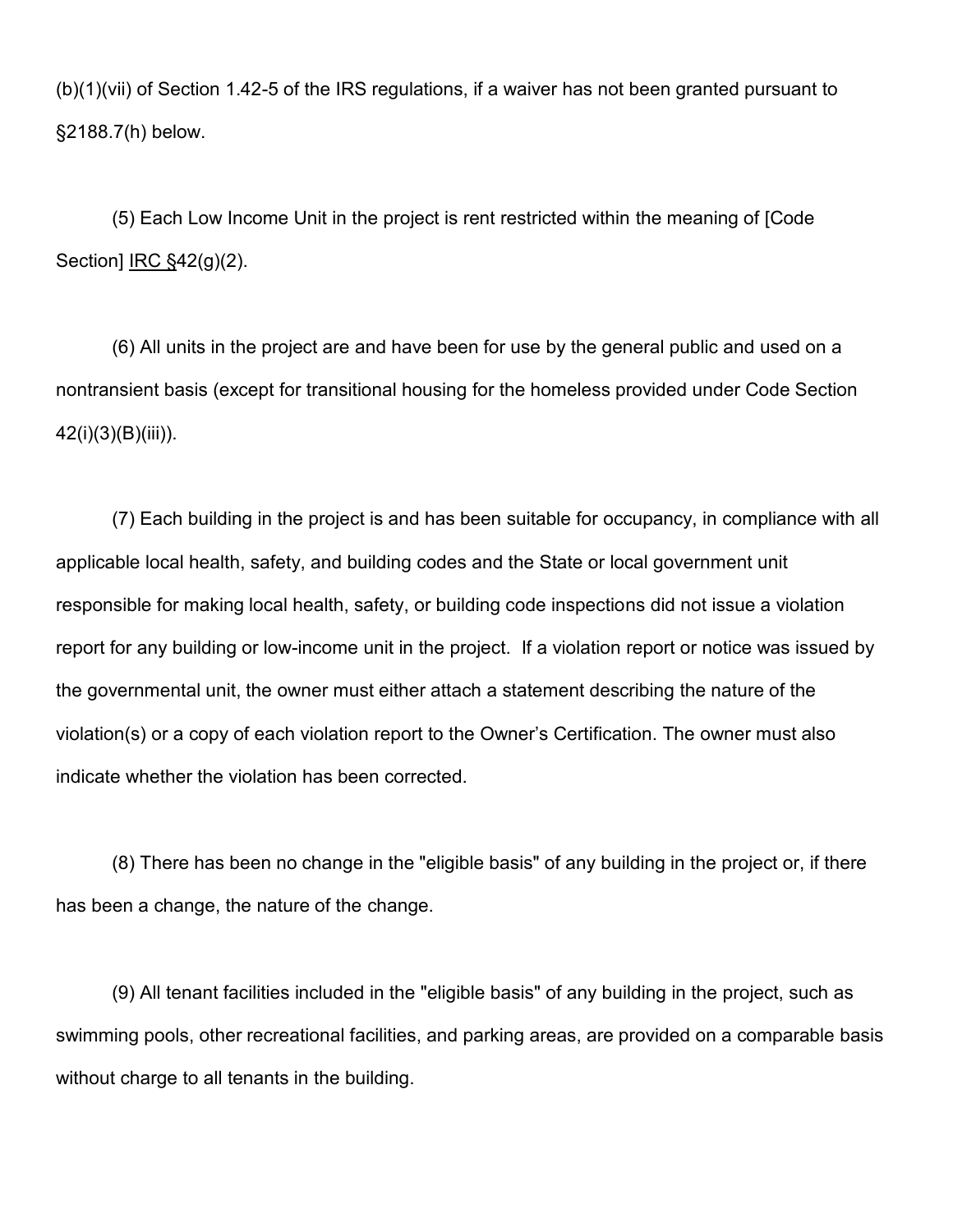(b)(1)(vii) of Section 1.42-5 of the IRS regulations, if a waiver has not been granted pursuant to §2188.7(h) below.

(5) Each Low Income Unit in the project is rent restricted within the meaning of [Code Section] IRC §42(g)(2).

(6) All units in the project are and have been for use by the general public and used on a nontransient basis (except for transitional housing for the homeless provided under Code Section 42(i)(3)(B)(iii)).

(7) Each building in the project is and has been suitable for occupancy, in compliance with all applicable local health, safety, and building codes and the State or local government unit responsible for making local health, safety, or building code inspections did not issue a violation report for any building or low-income unit in the project. If a violation report or notice was issued by the governmental unit, the owner must either attach a statement describing the nature of the violation(s) or a copy of each violation report to the Owner's Certification. The owner must also indicate whether the violation has been corrected.

(8) There has been no change in the "eligible basis" of any building in the project or, if there has been a change, the nature of the change.

(9) All tenant facilities included in the "eligible basis" of any building in the project, such as swimming pools, other recreational facilities, and parking areas, are provided on a comparable basis without charge to all tenants in the building.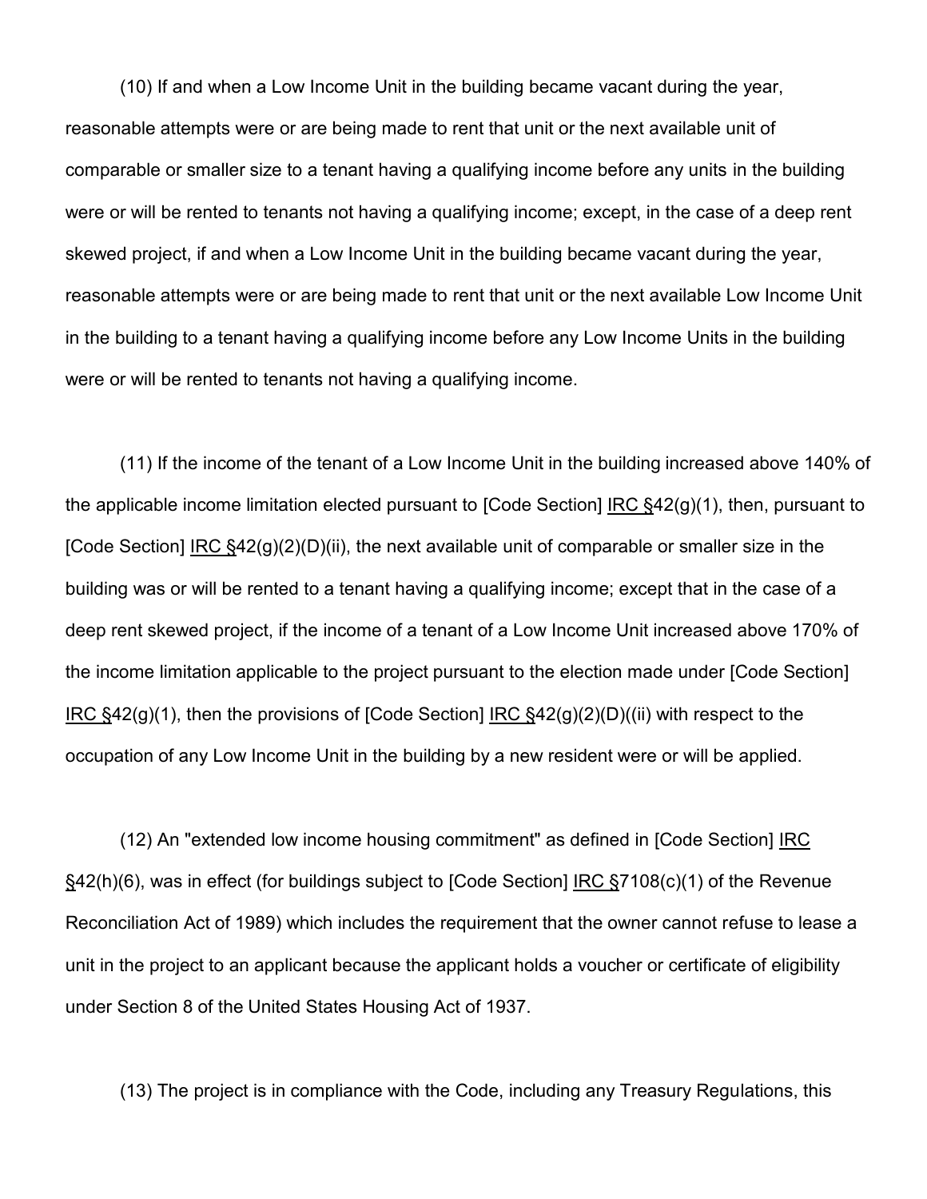(10) If and when a Low Income Unit in the building became vacant during the year, reasonable attempts were or are being made to rent that unit or the next available unit of comparable or smaller size to a tenant having a qualifying income before any units in the building were or will be rented to tenants not having a qualifying income; except, in the case of a deep rent skewed project, if and when a Low Income Unit in the building became vacant during the year, reasonable attempts were or are being made to rent that unit or the next available Low Income Unit in the building to a tenant having a qualifying income before any Low Income Units in the building were or will be rented to tenants not having a qualifying income.

(11) If the income of the tenant of a Low Income Unit in the building increased above 140% of the applicable income limitation elected pursuant to [Code Section] IRC §42(g)(1), then, pursuant to [Code Section] IRC §42(g)(2)(D)(ii), the next available unit of comparable or smaller size in the building was or will be rented to a tenant having a qualifying income; except that in the case of a deep rent skewed project, if the income of a tenant of a Low Income Unit increased above 170% of the income limitation applicable to the project pursuant to the election made under [Code Section] IRC §42(g)(1), then the provisions of [Code Section] IRC §42(g)(2)(D)((ii) with respect to the occupation of any Low Income Unit in the building by a new resident were or will be applied.

(12) An "extended low income housing commitment" as defined in [Code Section] IRC §42(h)(6), was in effect (for buildings subject to [Code Section] IRC §7108(c)(1) of the Revenue Reconciliation Act of 1989) which includes the requirement that the owner cannot refuse to lease a unit in the project to an applicant because the applicant holds a voucher or certificate of eligibility under Section 8 of the United States Housing Act of 1937.

(13) The project is in compliance with the Code, including any Treasury Regulations, this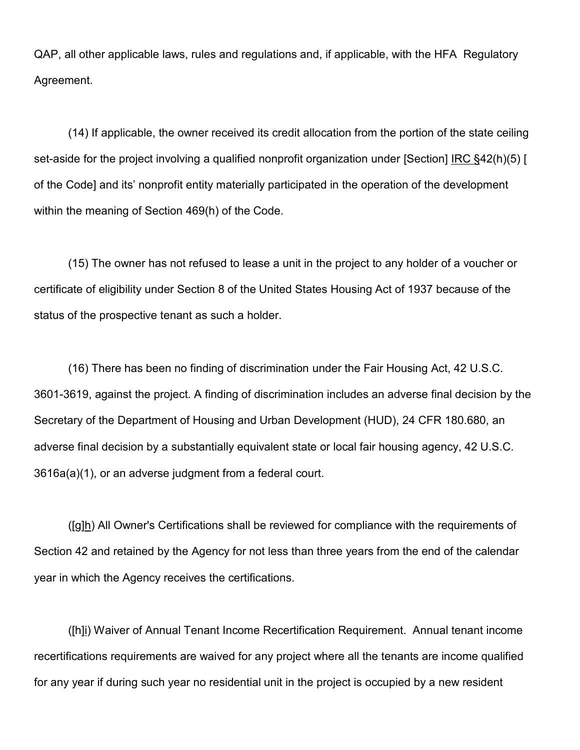QAP, all other applicable laws, rules and regulations and, if applicable, with the HFA Regulatory Agreement.

(14) If applicable, the owner received its credit allocation from the portion of the state ceiling set-aside for the project involving a qualified nonprofit organization under [Section] IRC §42(h)(5) [ of the Code] and its' nonprofit entity materially participated in the operation of the development within the meaning of Section 469(h) of the Code.

(15) The owner has not refused to lease a unit in the project to any holder of a voucher or certificate of eligibility under Section 8 of the United States Housing Act of 1937 because of the status of the prospective tenant as such a holder.

(16) There has been no finding of discrimination under the Fair Housing Act, 42 U.S.C. 3601-3619, against the project. A finding of discrimination includes an adverse final decision by the Secretary of the Department of Housing and Urban Development (HUD), 24 CFR 180.680, an adverse final decision by a substantially equivalent state or local fair housing agency, 42 U.S.C. 3616a(a)(1), or an adverse judgment from a federal court.

([g]h) All Owner's Certifications shall be reviewed for compliance with the requirements of Section 42 and retained by the Agency for not less than three years from the end of the calendar year in which the Agency receives the certifications.

([h]i) Waiver of Annual Tenant Income Recertification Requirement. Annual tenant income recertifications requirements are waived for any project where all the tenants are income qualified for any year if during such year no residential unit in the project is occupied by a new resident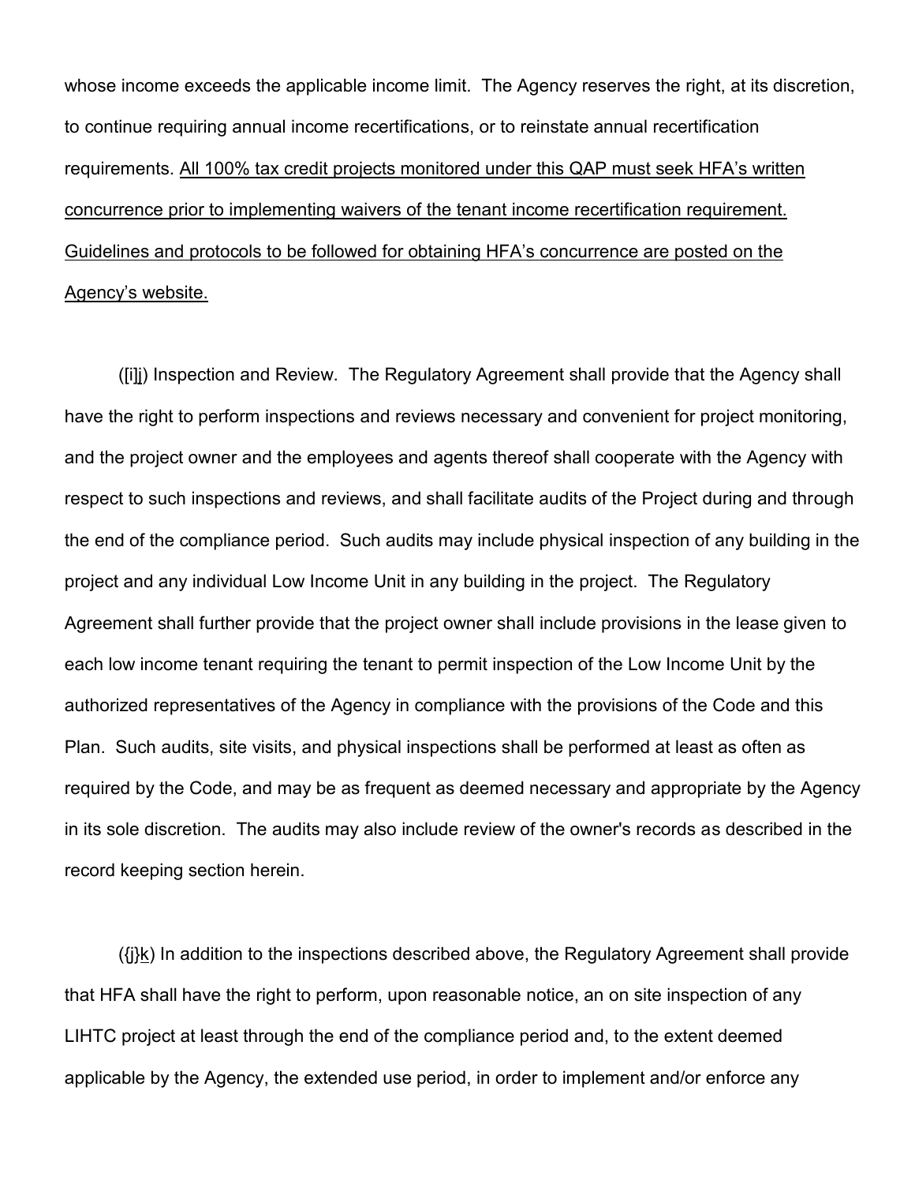whose income exceeds the applicable income limit. The Agency reserves the right, at its discretion, to continue requiring annual income recertifications, or to reinstate annual recertification requirements. <u>All 100% tax credit projects monitored under this QAP must seek HFA's written concurrence prior to implementing waivers of the tenant income recertification requirement. Guidelines and protocols to be followed for obtaining HFA's concurrence are posted on the Agency's website.</u>

([i]<u>j</u>) Inspection and Review. The Regulatory Agreement shall provide that the Agency shall have the right to perform inspections and reviews necessary and convenient for project monitoring, and the project owner and the employees and agents thereof shall cooperate with the Agency with respect to such inspections and reviews, and shall facilitate audits of the Project during and through the end of the compliance period. Such audits may include physical inspection of any building in the project and any individual Low Income Unit in any building in the project. The Regulatory Agreement shall further provide that the project owner shall include provisions in the lease given to each low income tenant requiring the tenant to permit inspection of the Low Income Unit by the authorized representatives of the Agency in compliance with the provisions of the Code and this Plan. Such audits, site visits, and physical inspections shall be performed at least as often as required by the Code, and may be as frequent as deemed necessary and appropriate by the Agency in its sole discretion. The audits may also include review of the owner's records as described in the record keeping section herein.

({j}<u>k</u>) In addition to the inspections described above, the Regulatory Agreement shall provide that HFA shall have the right to perform, upon reasonable notice, an on site inspection of any LIHTC project at least through the end of the compliance period and, to the extent deemed applicable by the Agency, the extended use period, in order to implement and/or enforce any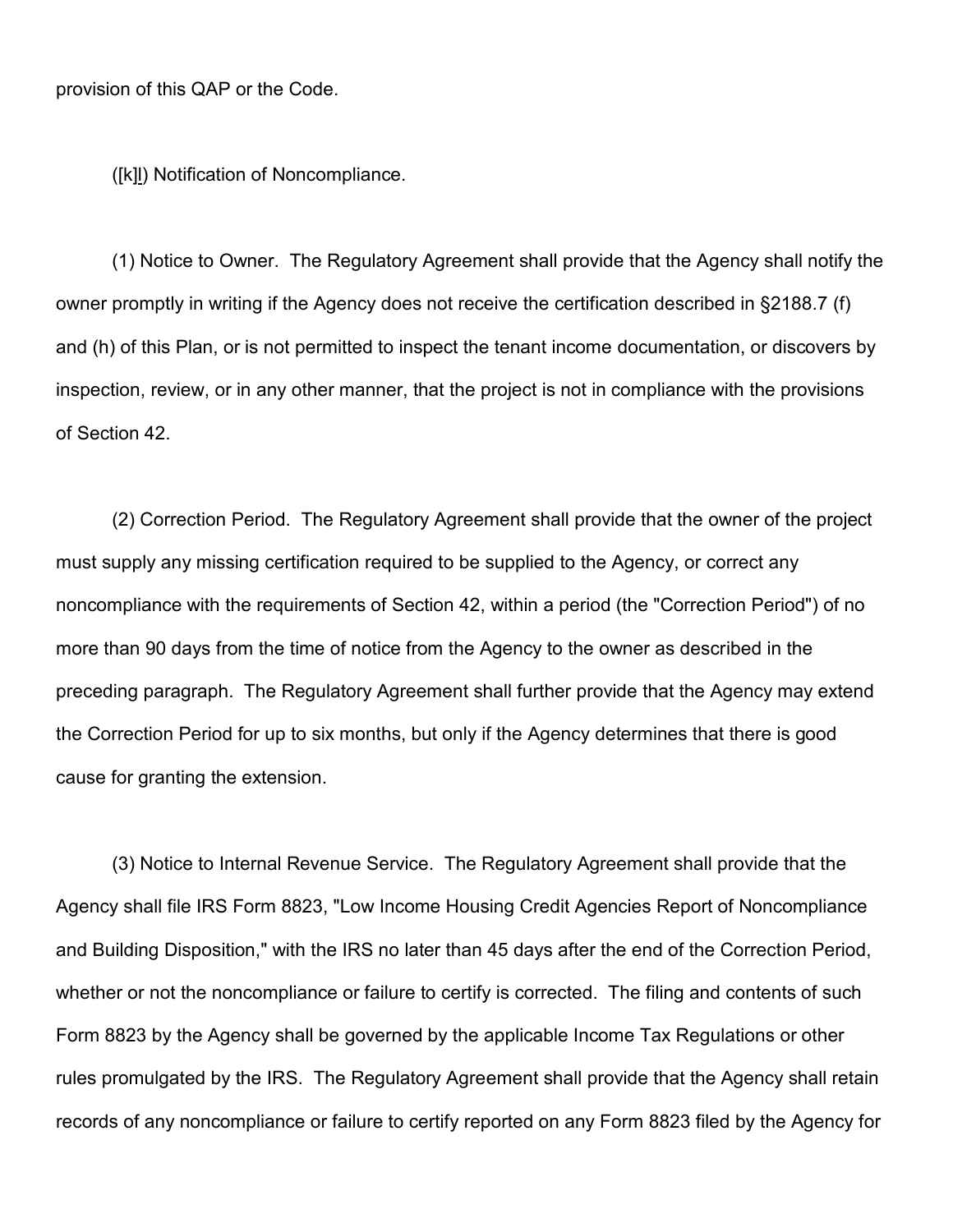provision of this QAP or the Code.

([k]l) Notification of Noncompliance.

(1) Notice to Owner. The Regulatory Agreement shall provide that the Agency shall notify the owner promptly in writing if the Agency does not receive the certification described in §2188.7 (f) and (h) of this Plan, or is not permitted to inspect the tenant income documentation, or discovers by inspection, review, or in any other manner, that the project is not in compliance with the provisions of Section 42.

(2) Correction Period. The Regulatory Agreement shall provide that the owner of the project must supply any missing certification required to be supplied to the Agency, or correct any noncompliance with the requirements of Section 42, within a period (the "Correction Period") of no more than 90 days from the time of notice from the Agency to the owner as described in the preceding paragraph. The Regulatory Agreement shall further provide that the Agency may extend the Correction Period for up to six months, but only if the Agency determines that there is good cause for granting the extension.

(3) Notice to Internal Revenue Service. The Regulatory Agreement shall provide that the Agency shall file IRS Form 8823, "Low Income Housing Credit Agencies Report of Noncompliance and Building Disposition," with the IRS no later than 45 days after the end of the Correction Period, whether or not the noncompliance or failure to certify is corrected. The filing and contents of such Form 8823 by the Agency shall be governed by the applicable Income Tax Regulations or other rules promulgated by the IRS. The Regulatory Agreement shall provide that the Agency shall retain records of any noncompliance or failure to certify reported on any Form 8823 filed by the Agency for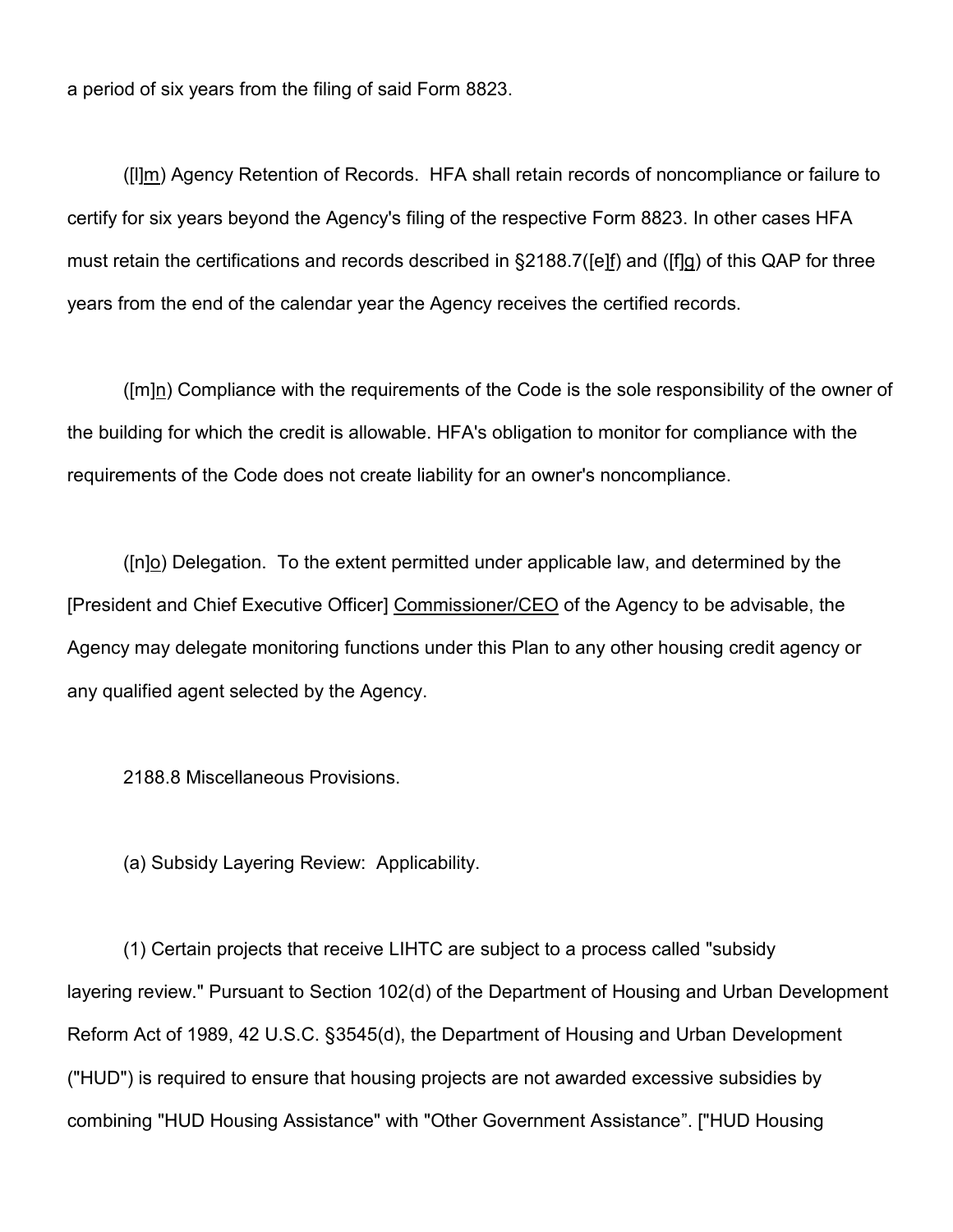a period of six years from the filing of said Form 8823.

([l]m) Agency Retention of Records. HFA shall retain records of noncompliance or failure to certify for six years beyond the Agency's filing of the respective Form 8823. In other cases HFA must retain the certifications and records described in §2188.7([e]f) and ([f]g) of this QAP for three years from the end of the calendar year the Agency receives the certified records.

([m]n) Compliance with the requirements of the Code is the sole responsibility of the owner of the building for which the credit is allowable. HFA's obligation to monitor for compliance with the requirements of the Code does not create liability for an owner's noncompliance.

([n]o) Delegation. To the extent permitted under applicable law, and determined by the [President and Chief Executive Officer] Commissioner/CEO of the Agency to be advisable, the Agency may delegate monitoring functions under this Plan to any other housing credit agency or any qualified agent selected by the Agency.

2188.8 Miscellaneous Provisions.

(a) Subsidy Layering Review: Applicability.

(1) Certain projects that receive LIHTC are subject to a process called "subsidy layering review." Pursuant to Section 102(d) of the Department of Housing and Urban Development Reform Act of 1989, 42 U.S.C. §3545(d), the Department of Housing and Urban Development ("HUD") is required to ensure that housing projects are not awarded excessive subsidies by combining "HUD Housing Assistance" with "Other Government Assistance". ["HUD Housing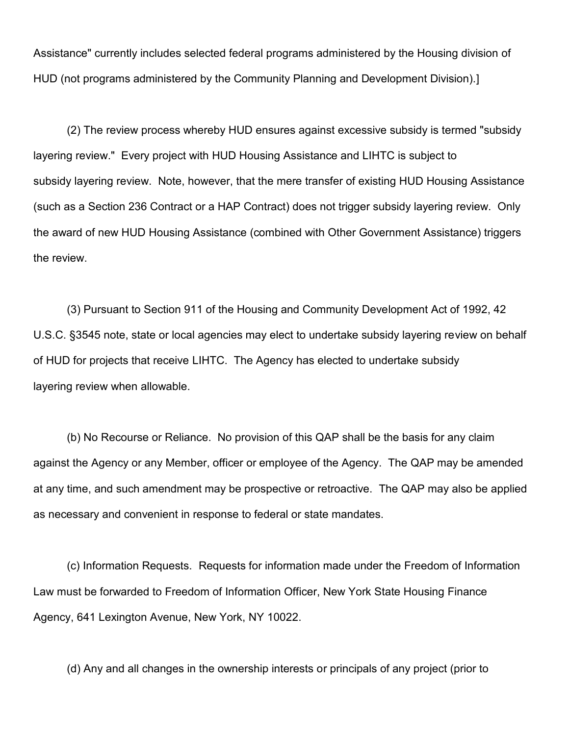Assistance" currently includes selected federal programs administered by the Housing division of HUD (not programs administered by the Community Planning and Development Division).]

(2) The review process whereby HUD ensures against excessive subsidy is termed "subsidy layering review." Every project with HUD Housing Assistance and LIHTC is subject to subsidy layering review. Note, however, that the mere transfer of existing HUD Housing Assistance (such as a Section 236 Contract or a HAP Contract) does not trigger subsidy layering review. Only the award of new HUD Housing Assistance (combined with Other Government Assistance) triggers the review.

(3) Pursuant to Section 911 of the Housing and Community Development Act of 1992, 42 U.S.C. §3545 note, state or local agencies may elect to undertake subsidy layering review on behalf of HUD for projects that receive LIHTC. The Agency has elected to undertake subsidy layering review when allowable.

(b) No Recourse or Reliance. No provision of this QAP shall be the basis for any claim against the Agency or any Member, officer or employee of the Agency. The QAP may be amended at any time, and such amendment may be prospective or retroactive. The QAP may also be applied as necessary and convenient in response to federal or state mandates.

(c) Information Requests. Requests for information made under the Freedom of Information Law must be forwarded to Freedom of Information Officer, New York State Housing Finance Agency, 641 Lexington Avenue, New York, NY 10022.

(d) Any and all changes in the ownership interests or principals of any project (prior to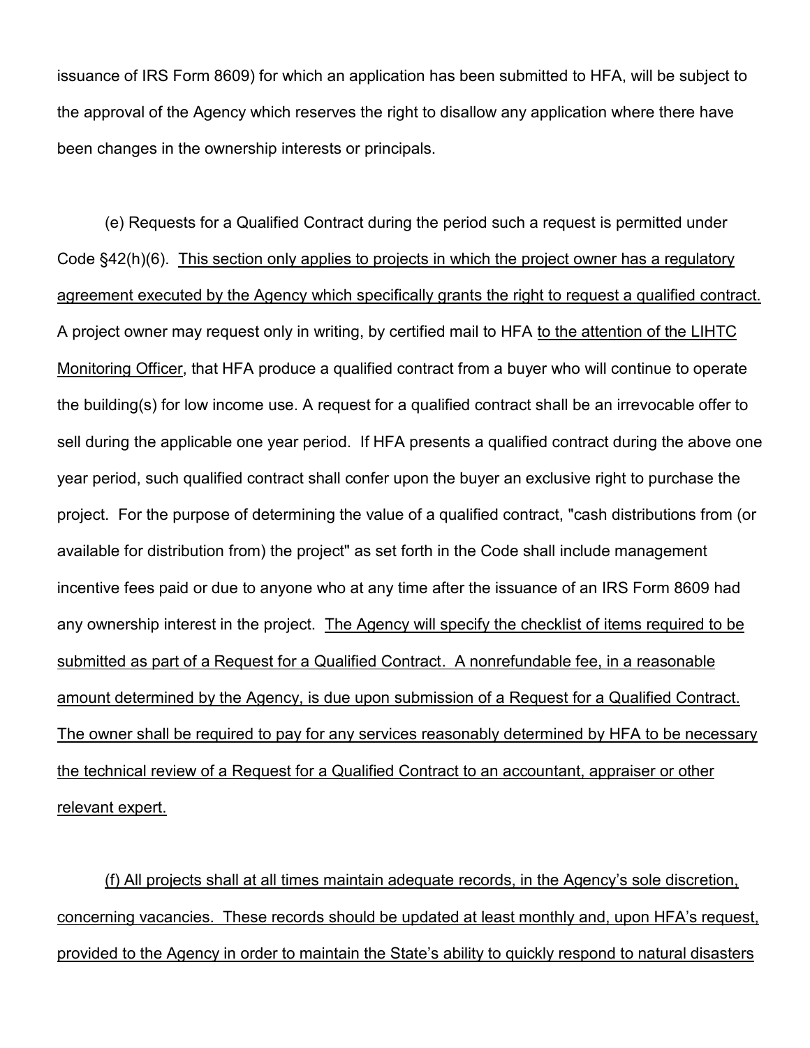issuance of IRS Form 8609) for which an application has been submitted to HFA, will be subject to the approval of the Agency which reserves the right to disallow any application where there have been changes in the ownership interests or principals.

(e) Requests for a Qualified Contract during the period such a request is permitted under Code §42(h)(6). <u>This section only applies to projects in which the project owner has a regulatory agreement executed by the Agency which specifically grants the right to request a qualified contract.</u> A project owner may request only in writing, by certified mail to HFA <u>to the attention of the LIHTC Monitoring Officer</u>, that HFA produce a qualified contract from a buyer who will continue to operate the building(s) for low income use. A request for a qualified contract shall be an irrevocable offer to sell during the applicable one year period. If HFA presents a qualified contract during the above one year period, such qualified contract shall confer upon the buyer an exclusive right to purchase the project. For the purpose of determining the value of a qualified contract, "cash distributions from (or available for distribution from) the project" as set forth in the Code shall include management incentive fees paid or due to anyone who at any time after the issuance of an IRS Form 8609 had any ownership interest in the project. <u>The Agency will specify the checklist of items required to be submitted as part of a Request for a Qualified Contract. A nonrefundable fee, in a reasonable amount determined by the Agency, is due upon submission of a Request for a Qualified Contract. The owner shall be required to pay for any services reasonably determined by HFA to be necessary the technical review of a Request for a Qualified Contract to an accountant, appraiser or other relevant expert.</u>

<u>(f) All projects shall at all times maintain adequate records, in the Agency's sole discretion, concerning vacancies. These records should be updated at least monthly and, upon HFA's request, provided to the Agency in order to maintain the State's ability to quickly respond to natural disasters</u>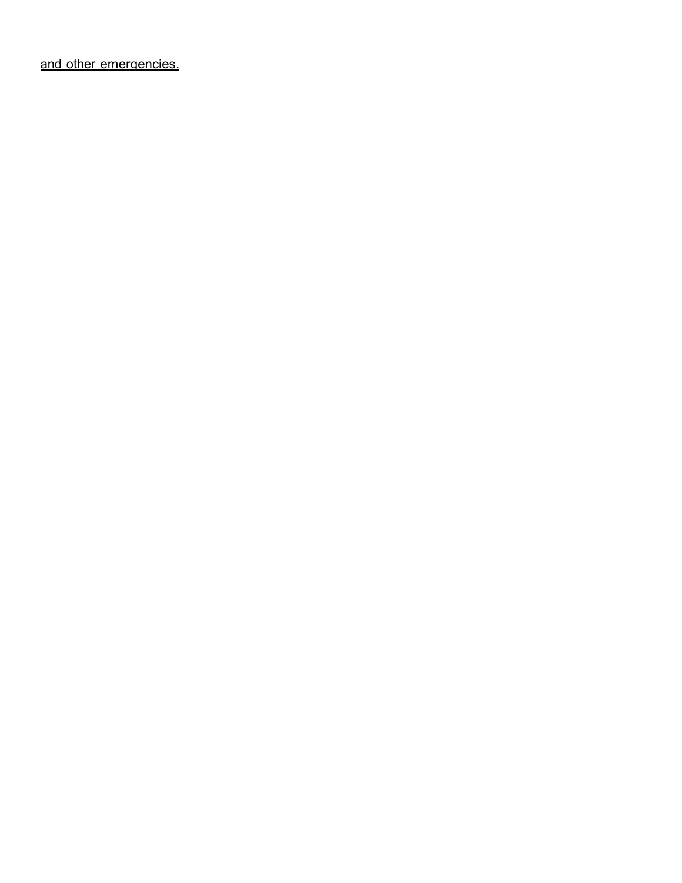<u>and other emergencies.</u>